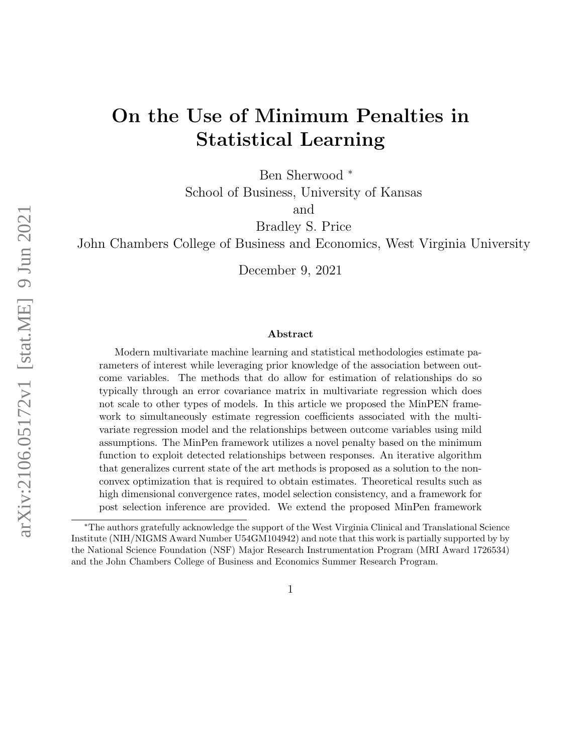# On the Use of Minimum Penalties in Statistical Learning

Ben Sherwood *
School of Business, University of Kansas
and
Bradley S. Price
John Chambers College of Business and Economics, West Virginia University

December 9, 2021

### Abstract

Modern multivariate machine learning and statistical methodologies estimate parameters of interest while leveraging prior knowledge of the association between outcome variables. The methods that do allow for estimation of relationships do so typically through an error covariance matrix in multivariate regression which does not scale to other types of models. In this article we proposed the MinPEN framework to simultaneously estimate regression coefficients associated with the multivariate regression model and the relationships between outcome variables using mild assumptions. The MinPen framework utilizes a novel penalty based on the minimum function to exploit detected relationships between responses. An iterative algorithm that generalizes current state of the art methods is proposed as a solution to the non-convex optimization that is required to obtain estimates. Theoretical results such as high dimensional convergence rates, model selection consistency, and a framework for post selection inference are provided. We extend the proposed MinPen framework

*The authors gratefully acknowledge the support of the West Virginia Clinical and Translational Science Institute (NIH/NIGMS Award Number U54GM104942) and note that this work is partially supported by by the National Science Foundation (NSF) Major Research Instrumentation Program (MRI Award 1726534) and the John Chambers College of Business and Economics Summer Research Program.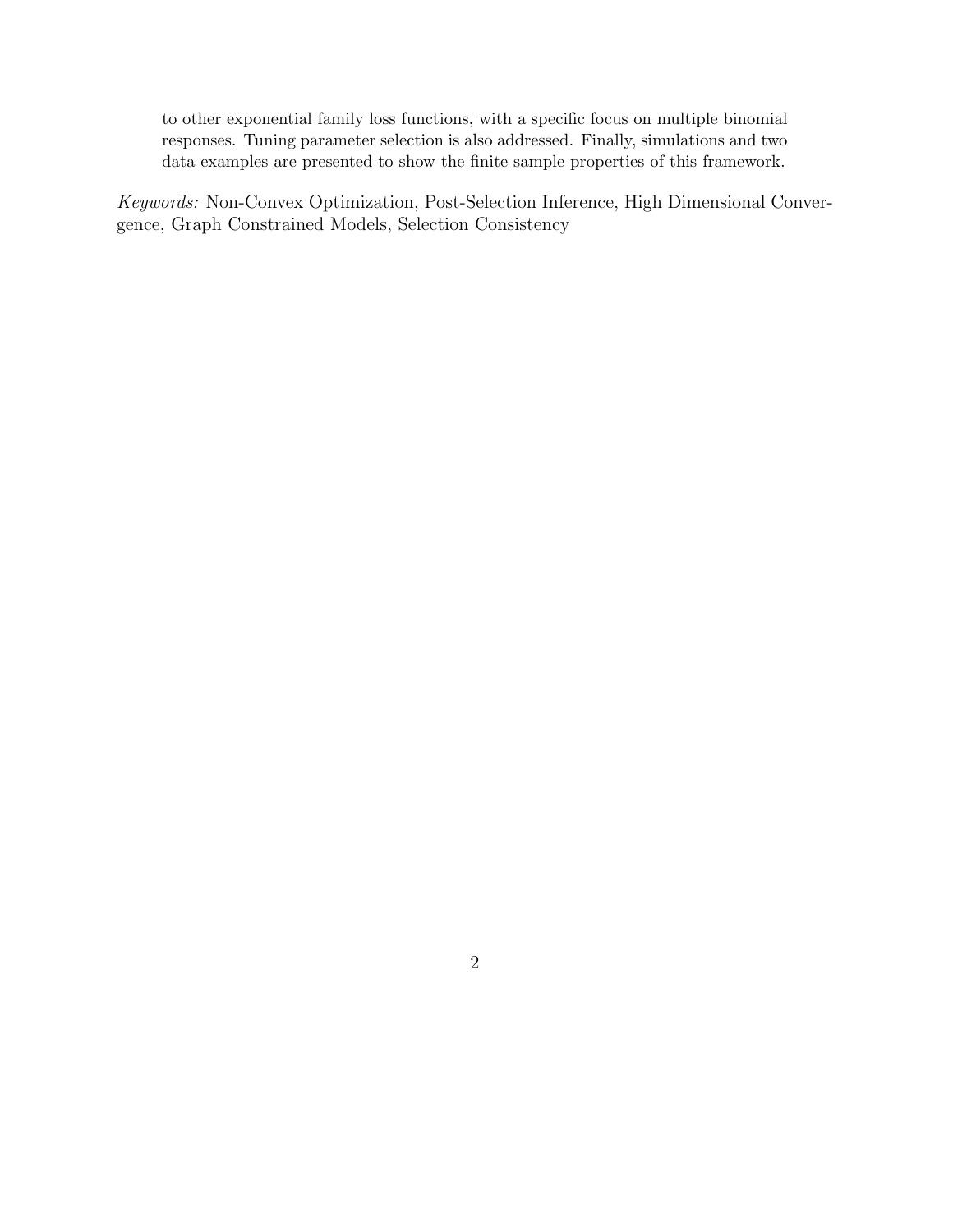to other exponential family loss functions, with a specific focus on multiple binomial responses. Tuning parameter selection is also addressed. Finally, simulations and two data examples are presented to show the finite sample properties of this framework.

*Keywords:* Non-Convex Optimization, Post-Selection Inference, High Dimensional Convergence, Graph Constrained Models, Selection Consistency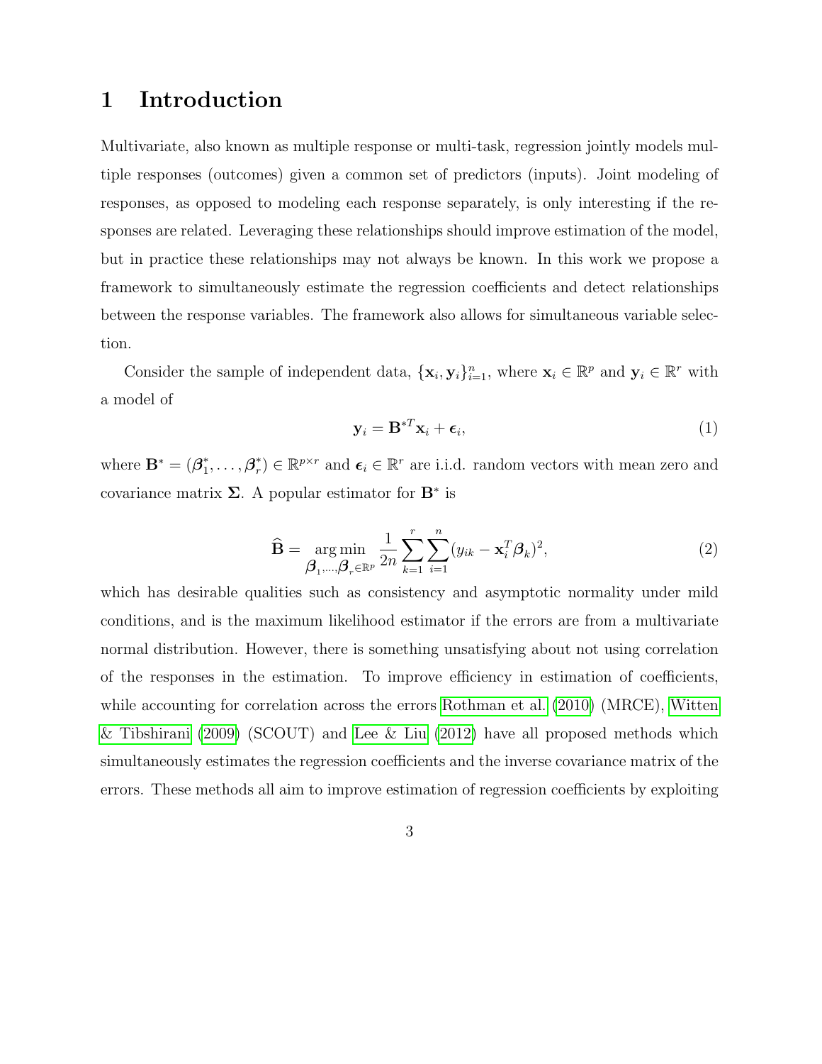# 1 Introduction

Multivariate, also known as multiple response or multi-task, regression jointly models multiple responses (outcomes) given a common set of predictors (inputs). Joint modeling of responses, as opposed to modeling each response separately, is only interesting if the responses are related. Leveraging these relationships should improve estimation of the model, but in practice these relationships may not always be known. In this work we propose a framework to simultaneously estimate the regression coefficients and detect relationships between the response variables. The framework also allows for simultaneous variable selection.

Consider the sample of independent data, $\{\mathbf{x}_i, \mathbf{y}_i\}_{i=1}^n$, where $\mathbf{x}_i \in \mathbb{R}^p$ and $\mathbf{y}_i \in \mathbb{R}^r$ with a model of

$$\mathbf{y}_i = \mathbf{B}^{*T}\mathbf{x}_i + \boldsymbol{\epsilon}_i, \tag{1}$$

where $\mathbf{B}^* = (\boldsymbol{\beta}_1^*, \ldots, \boldsymbol{\beta}_r^*) \in \mathbb{R}^{p\times r}$ and $\boldsymbol{\epsilon}_i \in \mathbb{R}^r$ are i.i.d. random vectors with mean zero and covariance matrix $\boldsymbol{\Sigma}$. A popular estimator for $\mathbf{B}^*$ is

$$\widehat{\mathbf{B}} = \underset{\boldsymbol{\beta}_1,\ldots,\boldsymbol{\beta}_r \in \mathbb{R}^p}{\arg\min} \frac{1}{2n} \sum_{k=1}^{r} \sum_{i=1}^{n} (y_{ik} - \mathbf{x}_i^T \boldsymbol{\beta}_k)^2, \tag{2}$$

which has desirable qualities such as consistency and asymptotic normality under mild conditions, and is the maximum likelihood estimator if the errors are from a multivariate normal distribution. However, there is something unsatisfying about not using correlation of the responses in the estimation. To improve efficiency in estimation of coefficients, while accounting for correlation across the errors Rothman et al. (2010) (MRCE), Witten & Tibshirani (2009) (SCOUT) and Lee & Liu (2012) have all proposed methods which simultaneously estimates the regression coefficients and the inverse covariance matrix of the errors. These methods all aim to improve estimation of regression coefficients by exploiting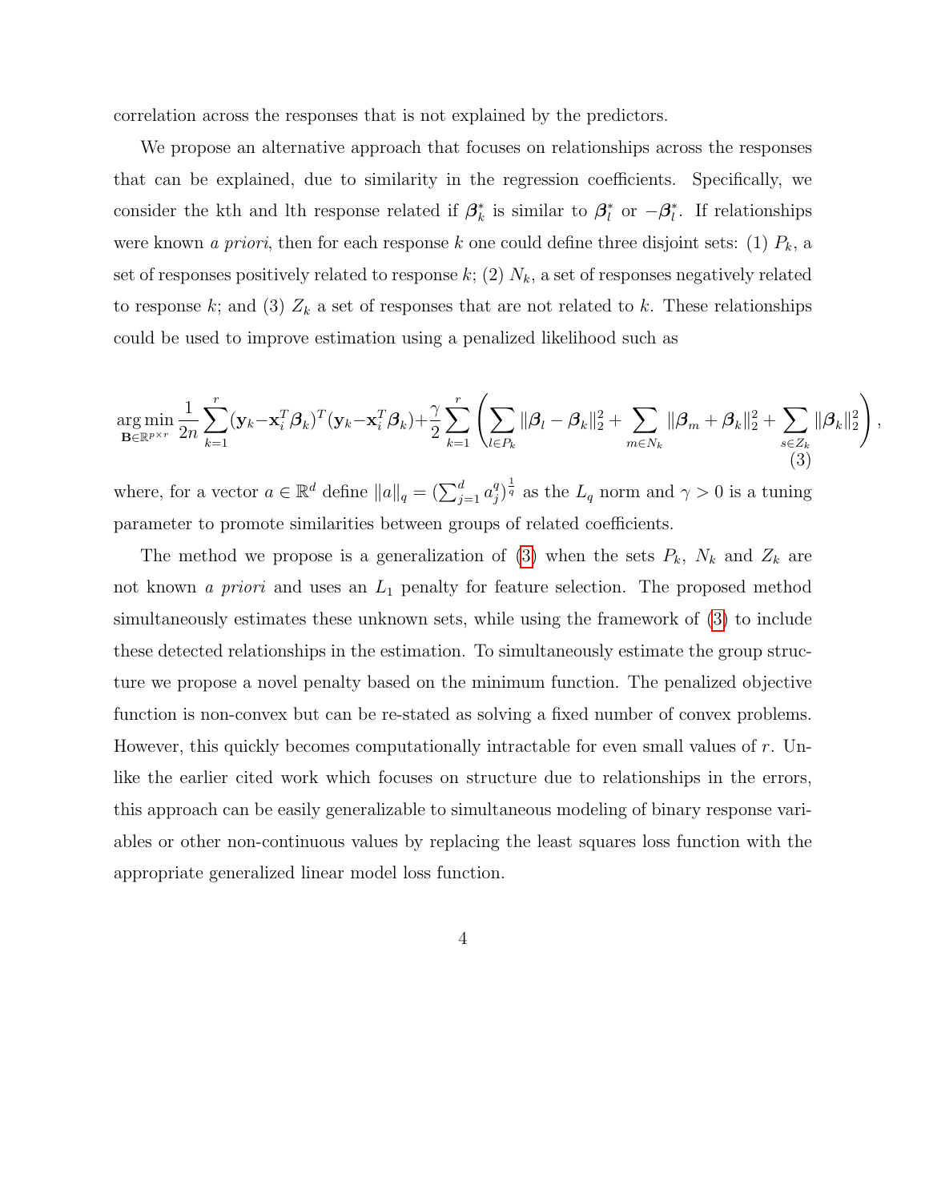correlation across the responses that is not explained by the predictors.

We propose an alternative approach that focuses on relationships across the responses that can be explained, due to similarity in the regression coefficients. Specifically, we consider the kth and lth response related if $\boldsymbol{\beta}_k^*$ is similar to $\boldsymbol{\beta}_l^*$ or $-\boldsymbol{\beta}_l^*$. If relationships were known *a priori*, then for each response $k$ one could define three disjoint sets: (1) $P_k$, a set of responses positively related to response $k$; (2) $N_k$, a set of responses negatively related to response $k$; and (3) $Z_k$ a set of responses that are not related to $k$. These relationships could be used to improve estimation using a penalized likelihood such as

$$\underset{\mathbf{B}\in\mathbb{R}^{p\times r}}{\arg\min}\ \frac{1}{2n}\sum_{k=1}^{r}(\mathbf{y}_k-\mathbf{x}_i^T\boldsymbol{\beta}_k)^T(\mathbf{y}_k-\mathbf{x}_i^T\boldsymbol{\beta}_k)+\frac{\gamma}{2}\sum_{k=1}^{r}\left(\sum_{l\in P_k}\|\boldsymbol{\beta}_l-\boldsymbol{\beta}_k\|_2^2+\sum_{m\in N_k}\|\boldsymbol{\beta}_m+\boldsymbol{\beta}_k\|_2^2+\sum_{s\in Z_k}\|\boldsymbol{\beta}_k\|_2^2\right), \tag{3}$$

where, for a vector $a\in\mathbb{R}^d$ define $\|a\|_q=(\sum_{j=1}^d a_j^q)^{\frac{1}{q}}$ as the $L_q$ norm and $\gamma>0$ is a tuning parameter to promote similarities between groups of related coefficients.

The method we propose is a generalization of (3) when the sets $P_k$, $N_k$ and $Z_k$ are not known *a priori* and uses an $L_1$ penalty for feature selection. The proposed method simultaneously estimates these unknown sets, while using the framework of (3) to include these detected relationships in the estimation. To simultaneously estimate the group structure we propose a novel penalty based on the minimum function. The penalized objective function is non-convex but can be re-stated as solving a fixed number of convex problems. However, this quickly becomes computationally intractable for even small values of $r$. Unlike the earlier cited work which focuses on structure due to relationships in the errors, this approach can be easily generalizable to simultaneous modeling of binary response variables or other non-continuous values by replacing the least squares loss function with the appropriate generalized linear model loss function.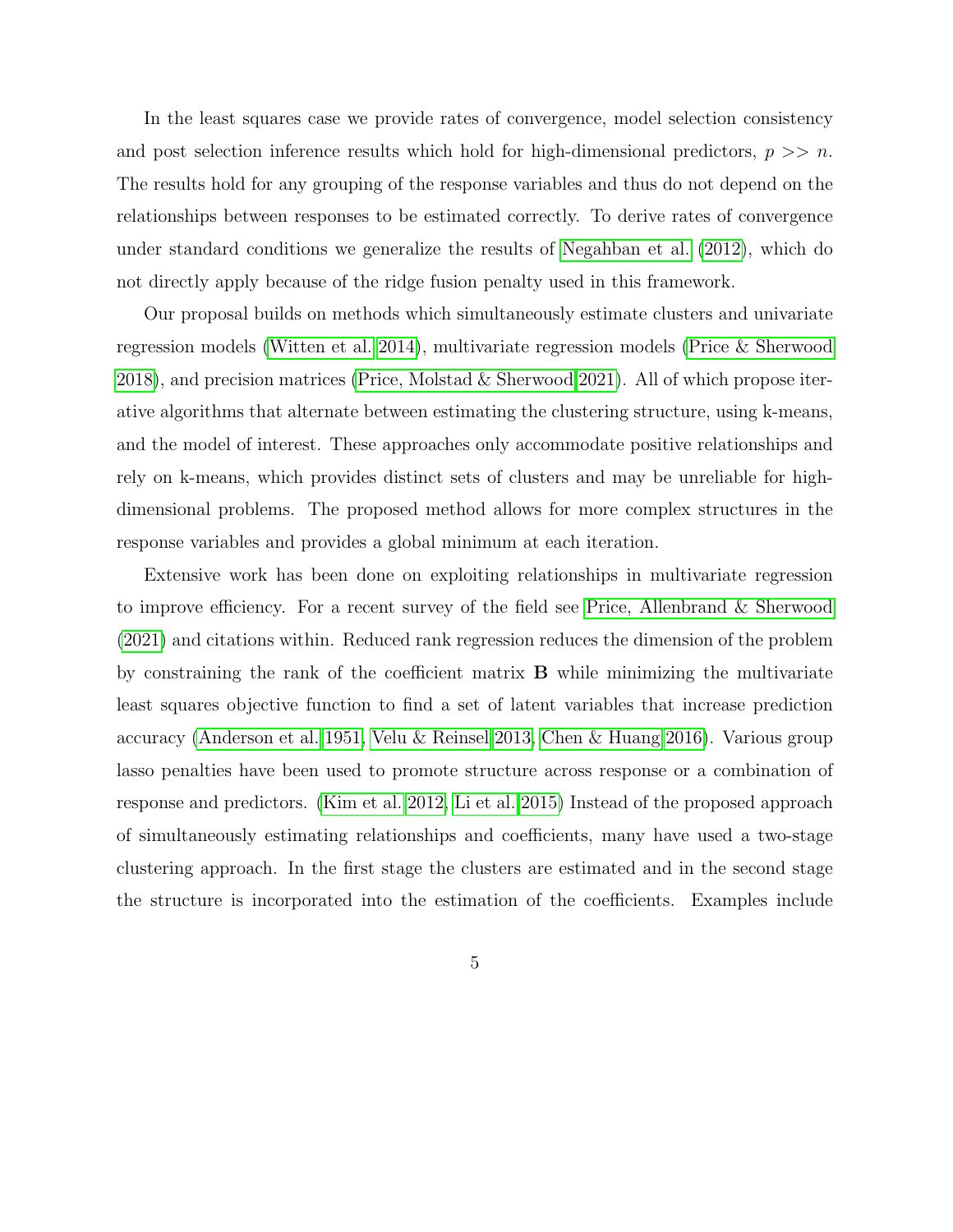In the least squares case we provide rates of convergence, model selection consistency and post selection inference results which hold for high-dimensional predictors, $p >> n$. The results hold for any grouping of the response variables and thus do not depend on the relationships between responses to be estimated correctly. To derive rates of convergence under standard conditions we generalize the results of Negahban et al. (2012), which do not directly apply because of the ridge fusion penalty used in this framework.

Our proposal builds on methods which simultaneously estimate clusters and univariate regression models (Witten et al. 2014), multivariate regression models (Price & Sherwood 2018), and precision matrices (Price, Molstad & Sherwood 2021). All of which propose iterative algorithms that alternate between estimating the clustering structure, using k-means, and the model of interest. These approaches only accommodate positive relationships and rely on k-means, which provides distinct sets of clusters and may be unreliable for high-dimensional problems. The proposed method allows for more complex structures in the response variables and provides a global minimum at each iteration.

Extensive work has been done on exploiting relationships in multivariate regression to improve efficiency. For a recent survey of the field see Price, Allenbrand & Sherwood (2021) and citations within. Reduced rank regression reduces the dimension of the problem by constraining the rank of the coefficient matrix $\mathbf{B}$ while minimizing the multivariate least squares objective function to find a set of latent variables that increase prediction accuracy (Anderson et al. 1951, Velu & Reinsel 2013, Chen & Huang 2016). Various group lasso penalties have been used to promote structure across response or a combination of response and predictors. (Kim et al. 2012, Li et al. 2015) Instead of the proposed approach of simultaneously estimating relationships and coefficients, many have used a two-stage clustering approach. In the first stage the clusters are estimated and in the second stage the structure is incorporated into the estimation of the coefficients. Examples include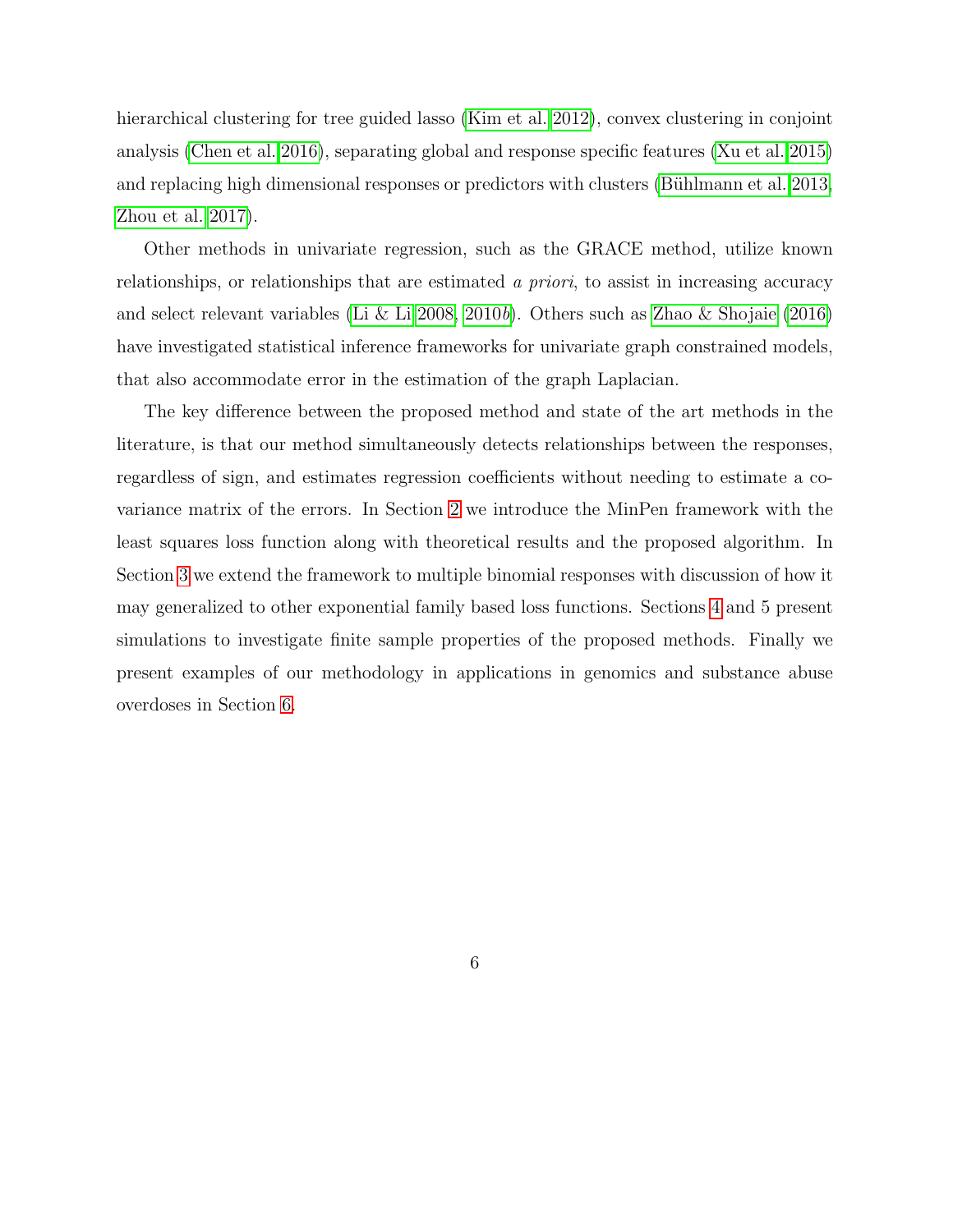hierarchical clustering for tree guided lasso (Kim et al. 2012), convex clustering in conjoint analysis (Chen et al. 2016), separating global and response specific features (Xu et al. 2015) and replacing high dimensional responses or predictors with clusters (Bühlmann et al. 2013, Zhou et al. 2017).

Other methods in univariate regression, such as the GRACE method, utilize known relationships, or relationships that are estimated *a priori*, to assist in increasing accuracy and select relevant variables (Li & Li 2008, 2010*b*). Others such as Zhao & Shojaie (2016) have investigated statistical inference frameworks for univariate graph constrained models, that also accommodate error in the estimation of the graph Laplacian.

The key difference between the proposed method and state of the art methods in the literature, is that our method simultaneously detects relationships between the responses, regardless of sign, and estimates regression coefficients without needing to estimate a covariance matrix of the errors. In Section 2 we introduce the MinPen framework with the least squares loss function along with theoretical results and the proposed algorithm. In Section 3 we extend the framework to multiple binomial responses with discussion of how it may generalized to other exponential family based loss functions. Sections 4 and 5 present simulations to investigate finite sample properties of the proposed methods. Finally we present examples of our methodology in applications in genomics and substance abuse overdoses in Section 6.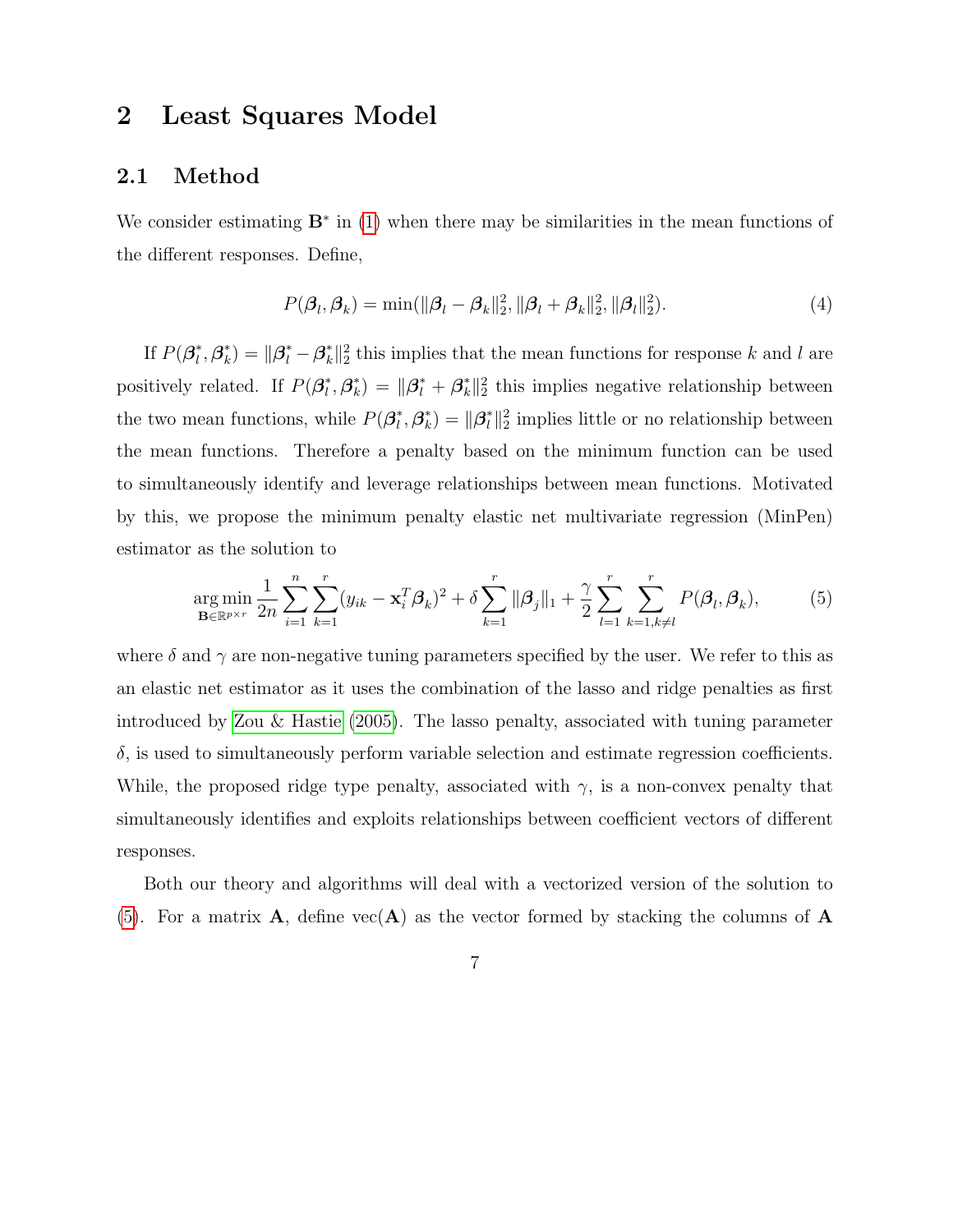# 2 Least Squares Model

## 2.1 Method

We consider estimating $\mathbf{B}^*$ in (1) when there may be similarities in the mean functions of the different responses. Define,

$$P(\boldsymbol{\beta}_l, \boldsymbol{\beta}_k) = \min(\|\boldsymbol{\beta}_l - \boldsymbol{\beta}_k\|_2^2, \|\boldsymbol{\beta}_l + \boldsymbol{\beta}_k\|_2^2, \|\boldsymbol{\beta}_l\|_2^2). \tag{4}$$

If $P(\boldsymbol{\beta}_l^*, \boldsymbol{\beta}_k^*) = \|\boldsymbol{\beta}_l^* - \boldsymbol{\beta}_k^*\|_2^2$ this implies that the mean functions for response $k$ and $l$ are positively related. If $P(\boldsymbol{\beta}_l^*, \boldsymbol{\beta}_k^*) = \|\boldsymbol{\beta}_l^* + \boldsymbol{\beta}_k^*\|_2^2$ this implies negative relationship between the two mean functions, while $P(\boldsymbol{\beta}_l^*, \boldsymbol{\beta}_k^*) = \|\boldsymbol{\beta}_l^*\|_2^2$ implies little or no relationship between the mean functions. Therefore a penalty based on the minimum function can be used to simultaneously identify and leverage relationships between mean functions. Motivated by this, we propose the minimum penalty elastic net multivariate regression (MinPen) estimator as the solution to

$$\underset{\mathbf{B} \in \mathbb{R}^{p \times r}}{\arg\min} \frac{1}{2n} \sum_{i=1}^{n} \sum_{k=1}^{r} (y_{ik} - \mathbf{x}_i^T \boldsymbol{\beta}_k)^2 + \delta \sum_{k=1}^{r} \|\boldsymbol{\beta}_j\|_1 + \frac{\gamma}{2} \sum_{l=1}^{r} \sum_{k=1, k \neq l}^{r} P(\boldsymbol{\beta}_l, \boldsymbol{\beta}_k), \tag{5}$$

where $\delta$ and $\gamma$ are non-negative tuning parameters specified by the user. We refer to this as an elastic net estimator as it uses the combination of the lasso and ridge penalties as first introduced by Zou & Hastie (2005). The lasso penalty, associated with tuning parameter $\delta$, is used to simultaneously perform variable selection and estimate regression coefficients. While, the proposed ridge type penalty, associated with $\gamma$, is a non-convex penalty that simultaneously identifies and exploits relationships between coefficient vectors of different responses.

Both our theory and algorithms will deal with a vectorized version of the solution to (5). For a matrix $\mathbf{A}$, define $\text{vec}(\mathbf{A})$ as the vector formed by stacking the columns of $\mathbf{A}$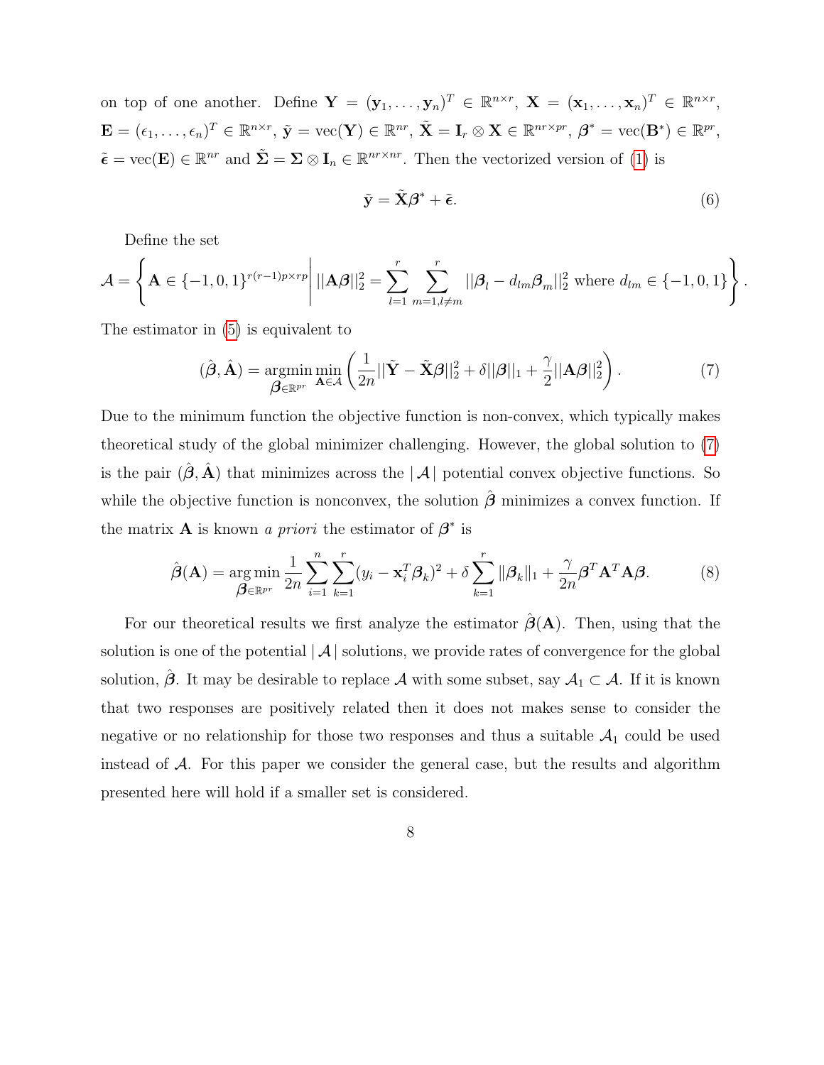on top of one another. Define $\mathbf{Y} = (\mathbf{y}_1, \ldots, \mathbf{y}_n)^T \in \mathbb{R}^{n\times r}$, $\mathbf{X} = (\mathbf{x}_1, \ldots, \mathbf{x}_n)^T \in \mathbb{R}^{n\times r}$, $\mathbf{E} = (\epsilon_1, \ldots, \epsilon_n)^T \in \mathbb{R}^{n\times r}$, $\tilde{\mathbf{y}} = \text{vec}(\mathbf{Y}) \in \mathbb{R}^{nr}$, $\tilde{\mathbf{X}} = \mathbf{I}_r \otimes \mathbf{X} \in \mathbb{R}^{nr\times pr}$, $\boldsymbol{\beta}^* = \text{vec}(\mathbf{B}^*) \in \mathbb{R}^{pr}$, $\tilde{\boldsymbol{\epsilon}} = \text{vec}(\mathbf{E}) \in \mathbb{R}^{nr}$ and $\tilde{\boldsymbol{\Sigma}} = \boldsymbol{\Sigma} \otimes \mathbf{I}_n \in \mathbb{R}^{nr\times nr}$. Then the vectorized version of (1) is

$$\tilde{\mathbf{y}} = \tilde{\mathbf{X}}\boldsymbol{\beta}^* + \tilde{\boldsymbol{\epsilon}}. \tag{6}$$

Define the set

$$\mathcal{A} = \left\{ \mathbf{A} \in \{-1, 0, 1\}^{r(r-1)p\times rp} \middle| \, ||\mathbf{A}\boldsymbol{\beta}||_2^2 = \sum_{l=1}^{r} \sum_{m=1, l\neq m}^{r} ||\boldsymbol{\beta}_l - d_{lm}\boldsymbol{\beta}_m||_2^2 \text{ where } d_{lm} \in \{-1, 0, 1\} \right\}.$$

The estimator in (5) is equivalent to

$$(\hat{\boldsymbol{\beta}}, \hat{\mathbf{A}}) = \underset{\boldsymbol{\beta}\in\mathbb{R}^{pr}}{\text{argmin}} \min_{\mathbf{A}\in\mathcal{A}} \left( \frac{1}{2n} ||\tilde{\mathbf{Y}} - \tilde{\mathbf{X}}\boldsymbol{\beta}||_2^2 + \delta||\boldsymbol{\beta}||_1 + \frac{\gamma}{2}||\mathbf{A}\boldsymbol{\beta}||_2^2 \right). \tag{7}$$

Due to the minimum function the objective function is non-convex, which typically makes theoretical study of the global minimizer challenging. However, the global solution to (7) is the pair $(\hat{\boldsymbol{\beta}}, \hat{\mathbf{A}})$ that minimizes across the $|\mathcal{A}|$ potential convex objective functions. So while the objective function is nonconvex, the solution $\hat{\boldsymbol{\beta}}$ minimizes a convex function. If the matrix $\mathbf{A}$ is known *a priori* the estimator of $\boldsymbol{\beta}^*$ is

$$\hat{\boldsymbol{\beta}}(\mathbf{A}) = \underset{\boldsymbol{\beta}\in\mathbb{R}^{pr}}{\arg\min} \frac{1}{2n} \sum_{i=1}^{n} \sum_{k=1}^{r} (y_i - \mathbf{x}_i^T \boldsymbol{\beta}_k)^2 + \delta \sum_{k=1}^{r} \|\boldsymbol{\beta}_k\|_1 + \frac{\gamma}{2n} \boldsymbol{\beta}^T \mathbf{A}^T \mathbf{A} \boldsymbol{\beta}. \tag{8}$$

For our theoretical results we first analyze the estimator $\hat{\boldsymbol{\beta}}(\mathbf{A})$. Then, using that the solution is one of the potential $|\mathcal{A}|$ solutions, we provide rates of convergence for the global solution, $\hat{\boldsymbol{\beta}}$. It may be desirable to replace $\mathcal{A}$ with some subset, say $\mathcal{A}_1 \subset \mathcal{A}$. If it is known that two responses are positively related then it does not makes sense to consider the negative or no relationship for those two responses and thus a suitable $\mathcal{A}_1$ could be used instead of $\mathcal{A}$. For this paper we consider the general case, but the results and algorithm presented here will hold if a smaller set is considered.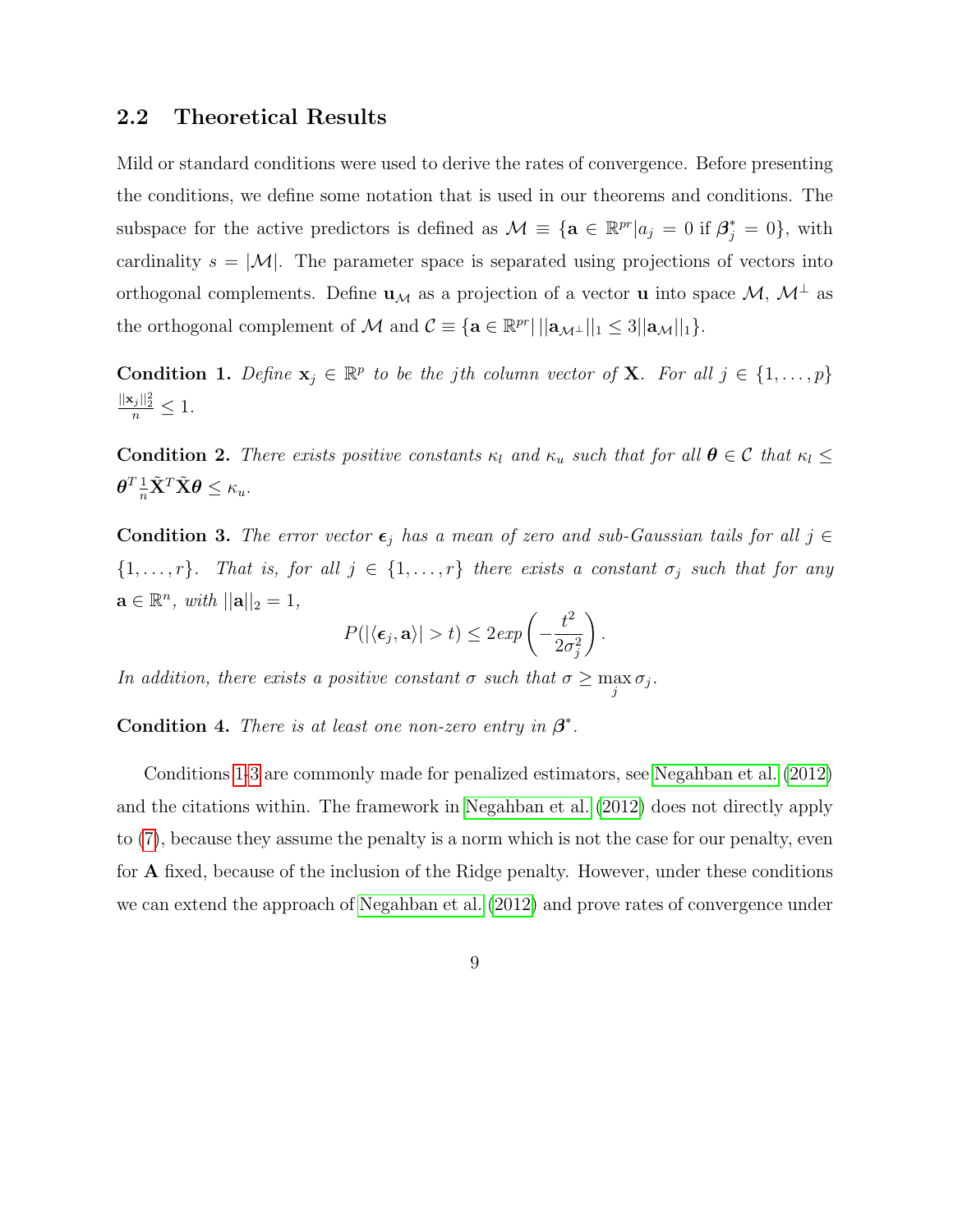## 2.2 Theoretical Results

Mild or standard conditions were used to derive the rates of convergence. Before presenting the conditions, we define some notation that is used in our theorems and conditions. The subspace for the active predictors is defined as $\mathcal{M} \equiv \{\mathbf{a} \in \mathbb{R}^{pr} | a_j = 0 \text{ if } \boldsymbol{\beta}_j^* = 0\}$, with cardinality $s = |\mathcal{M}|$. The parameter space is separated using projections of vectors into orthogonal complements. Define $\mathbf{u}_{\mathcal{M}}$ as a projection of a vector $\mathbf{u}$ into space $\mathcal{M}$, $\mathcal{M}^{\perp}$ as the orthogonal complement of $\mathcal{M}$ and $\mathcal{C} \equiv \{\mathbf{a} \in \mathbb{R}^{pr} | \, ||\mathbf{a}_{\mathcal{M}^{\perp}}||_1 \leq 3||\mathbf{a}_{\mathcal{M}}||_1\}$.

**Condition 1.** *Define $\mathbf{x}_j \in \mathbb{R}^p$ to be the jth column vector of $\mathbf{X}$. For all $j \in \{1, \ldots, p\}$ $\frac{||\mathbf{x}_j||_2^2}{n} \leq 1$.*

**Condition 2.** *There exists positive constants $\kappa_l$ and $\kappa_u$ such that for all $\boldsymbol{\theta} \in \mathcal{C}$ that $\kappa_l \leq \boldsymbol{\theta}^T \frac{1}{n} \tilde{\mathbf{X}}^T \tilde{\mathbf{X}} \boldsymbol{\theta} \leq \kappa_u$.*

**Condition 3.** *The error vector $\boldsymbol{\epsilon}_j$ has a mean of zero and sub-Gaussian tails for all $j \in \{1, \ldots, r\}$. That is, for all $j \in \{1, \ldots, r\}$ there exists a constant $\sigma_j$ such that for any $\mathbf{a} \in \mathbb{R}^n$, with $||\mathbf{a}||_2 = 1$,*

$$P(|\langle \boldsymbol{\epsilon}_j, \mathbf{a} \rangle| > t) \leq 2exp\left(-\frac{t^2}{2\sigma_j^2}\right).$$

*In addition, there exists a positive constant $\sigma$ such that $\sigma \geq \max_j \sigma_j$.*

**Condition 4.** *There is at least one non-zero entry in $\boldsymbol{\beta}^*$.*

Conditions 1-3 are commonly made for penalized estimators, see Negahban et al. (2012) and the citations within. The framework in Negahban et al. (2012) does not directly apply to (7), because they assume the penalty is a norm which is not the case for our penalty, even for $\mathbf{A}$ fixed, because of the inclusion of the Ridge penalty. However, under these conditions we can extend the approach of Negahban et al. (2012) and prove rates of convergence under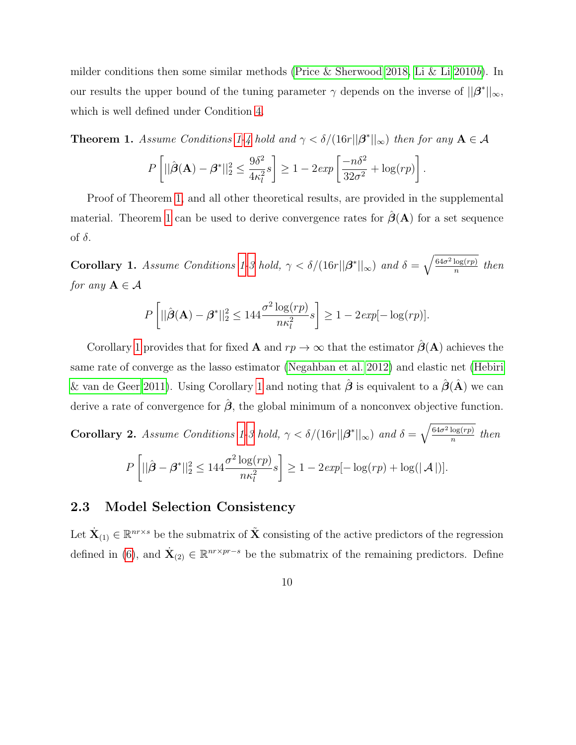milder conditions then some similar methods (Price & Sherwood 2018, Li & Li 2010*b*). In our results the upper bound of the tuning parameter $\gamma$ depends on the inverse of $||\boldsymbol{\beta}^*||_\infty$, which is well defined under Condition 4.

**Theorem 1.** *Assume Conditions 1-4 hold and $\gamma < \delta/(16r||\boldsymbol{\beta}^*||_\infty)$ then for any $\mathbf{A} \in \mathcal{A}$*

$$P\left[||\hat{\boldsymbol{\beta}}(\mathbf{A}) - \boldsymbol{\beta}^*||_2^2 \leq \frac{9\delta^2}{4\kappa_l^2}s\right] \geq 1 - 2exp\left[\frac{-n\delta^2}{32\sigma^2} + \log(rp)\right].$$

Proof of Theorem 1, and all other theoretical results, are provided in the supplemental material. Theorem 1 can be used to derive convergence rates for $\hat{\boldsymbol{\beta}}(\mathbf{A})$ for a set sequence of $\delta$.

**Corollary 1.** *Assume Conditions 1-3 hold, $\gamma < \delta/(16r||\boldsymbol{\beta}^*||_\infty)$ and $\delta = \sqrt{\frac{64\sigma^2\log(rp)}{n}}$ then for any $\mathbf{A} \in \mathcal{A}$*

$$P\left[||\hat{\boldsymbol{\beta}}(\mathbf{A}) - \boldsymbol{\beta}^*||_2^2 \leq 144\frac{\sigma^2\log(rp)}{n\kappa_l^2}s\right] \geq 1 - 2exp[-\log(rp)].$$

Corollary 1 provides that for fixed $\mathbf{A}$ and $rp \to \infty$ that the estimator $\hat{\boldsymbol{\beta}}(\mathbf{A})$ achieves the same rate of converge as the lasso estimator (Negahban et al. 2012) and elastic net (Hebiri & van de Geer 2011). Using Corollary 1 and noting that $\hat{\boldsymbol{\beta}}$ is equivalent to a $\hat{\boldsymbol{\beta}}(\hat{\mathbf{A}})$ we can derive a rate of convergence for $\hat{\boldsymbol{\beta}}$, the global minimum of a nonconvex objective function.

**Corollary 2.** *Assume Conditions 1-3 hold, $\gamma < \delta/(16r||\boldsymbol{\beta}^*||_\infty)$ and $\delta = \sqrt{\frac{64\sigma^2\log(rp)}{n}}$ then*

$$P\left[||\hat{\boldsymbol{\beta}} - \boldsymbol{\beta}^*||_2^2 \leq 144\frac{\sigma^2\log(rp)}{n\kappa_l^2}s\right] \geq 1 - 2exp[-\log(rp) + \log(|\mathcal{A}|)].$$

## 2.3 Model Selection Consistency

Let $\dot{\mathbf{X}}_{(1)} \in \mathbb{R}^{nr \times s}$ be the submatrix of $\tilde{\mathbf{X}}$ consisting of the active predictors of the regression defined in (6), and $\dot{\mathbf{X}}_{(2)} \in \mathbb{R}^{nr \times pr-s}$ be the submatrix of the remaining predictors. Define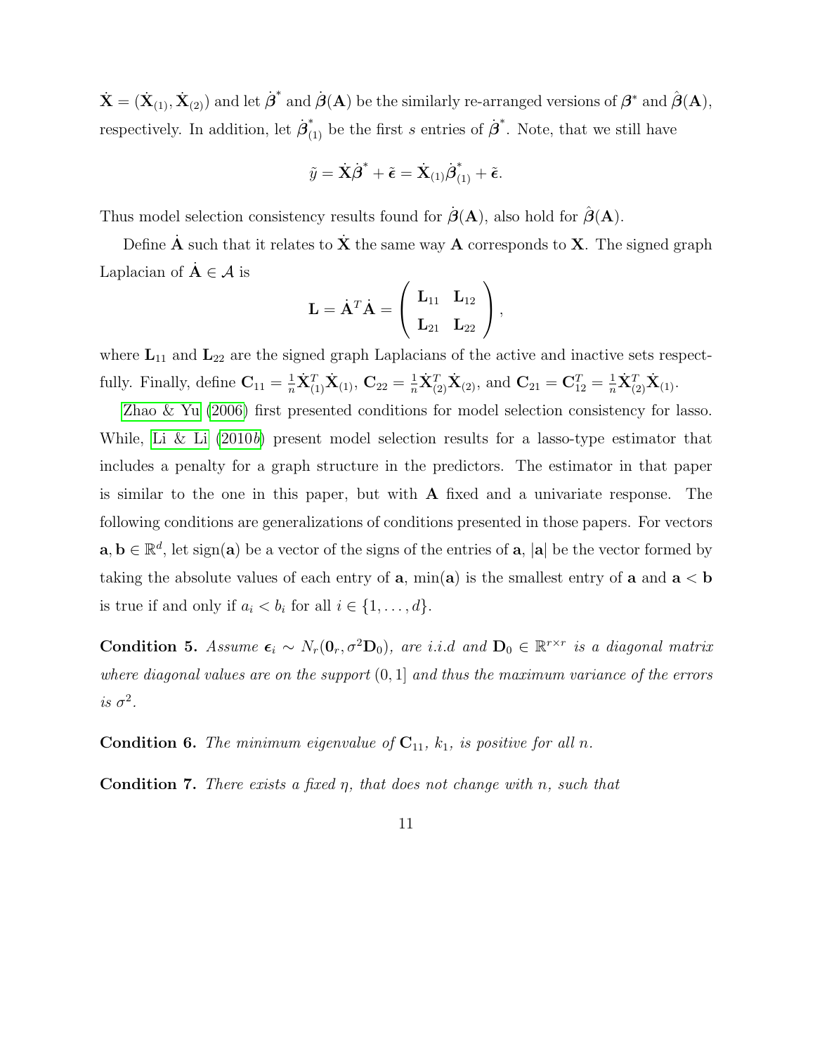$\dot{\mathbf{X}} = (\dot{\mathbf{X}}_{(1)}, \dot{\mathbf{X}}_{(2)})$ and let $\dot{\boldsymbol{\beta}}^*$ and $\dot{\boldsymbol{\beta}}(\mathbf{A})$ be the similarly re-arranged versions of $\boldsymbol{\beta}^*$ and $\hat{\boldsymbol{\beta}}(\mathbf{A})$, respectively. In addition, let $\dot{\boldsymbol{\beta}}^*_{(1)}$ be the first $s$ entries of $\dot{\boldsymbol{\beta}}^*$. Note, that we still have

$$\tilde{y} = \dot{\mathbf{X}}\dot{\boldsymbol{\beta}}^* + \tilde{\boldsymbol{\epsilon}} = \dot{\mathbf{X}}_{(1)}\dot{\boldsymbol{\beta}}^*_{(1)} + \tilde{\boldsymbol{\epsilon}}.$$

Thus model selection consistency results found for $\dot{\boldsymbol{\beta}}(\mathbf{A})$, also hold for $\hat{\boldsymbol{\beta}}(\mathbf{A})$.

Define $\dot{\mathbf{A}}$ such that it relates to $\dot{\mathbf{X}}$ the same way $\mathbf{A}$ corresponds to $\mathbf{X}$. The signed graph Laplacian of $\dot{\mathbf{A}} \in \mathcal{A}$ is

$$\mathbf{L} = \dot{\mathbf{A}}^T\dot{\mathbf{A}} = \begin{pmatrix} \mathbf{L}_{11} & \mathbf{L}_{12} \\ \mathbf{L}_{21} & \mathbf{L}_{22} \end{pmatrix},$$

where $\mathbf{L}_{11}$ and $\mathbf{L}_{22}$ are the signed graph Laplacians of the active and inactive sets respectfully. Finally, define $\mathbf{C}_{11} = \frac{1}{n}\dot{\mathbf{X}}_{(1)}^T\dot{\mathbf{X}}_{(1)}$, $\mathbf{C}_{22} = \frac{1}{n}\dot{\mathbf{X}}_{(2)}^T\dot{\mathbf{X}}_{(2)}$, and $\mathbf{C}_{21} = \mathbf{C}_{12}^T = \frac{1}{n}\dot{\mathbf{X}}_{(2)}^T\dot{\mathbf{X}}_{(1)}$.

Zhao & Yu (2006) first presented conditions for model selection consistency for lasso. While, Li & Li (2010*b*) present model selection results for a lasso-type estimator that includes a penalty for a graph structure in the predictors. The estimator in that paper is similar to the one in this paper, but with $\mathbf{A}$ fixed and a univariate response. The following conditions are generalizations of conditions presented in those papers. For vectors $\mathbf{a}, \mathbf{b} \in \mathbb{R}^d$, let $\text{sign}(\mathbf{a})$ be a vector of the signs of the entries of $\mathbf{a}$, $|\mathbf{a}|$ be the vector formed by taking the absolute values of each entry of $\mathbf{a}$, $\min(\mathbf{a})$ is the smallest entry of $\mathbf{a}$ and $\mathbf{a} < \mathbf{b}$ is true if and only if $a_i < b_i$ for all $i \in \{1, \ldots, d\}$.

**Condition 5.** *Assume* $\boldsymbol{\epsilon}_i \sim N_r(\mathbf{0}_r, \sigma^2\mathbf{D}_0)$, *are i.i.d and* $\mathbf{D}_0 \in \mathbb{R}^{r\times r}$ *is a diagonal matrix where diagonal values are on the support* $(0, 1]$ *and thus the maximum variance of the errors is* $\sigma^2$.

**Condition 6.** *The minimum eigenvalue of* $\mathbf{C}_{11}$, $k_1$, *is positive for all* $n$.

**Condition 7.** *There exists a fixed* $\eta$, *that does not change with* $n$, *such that*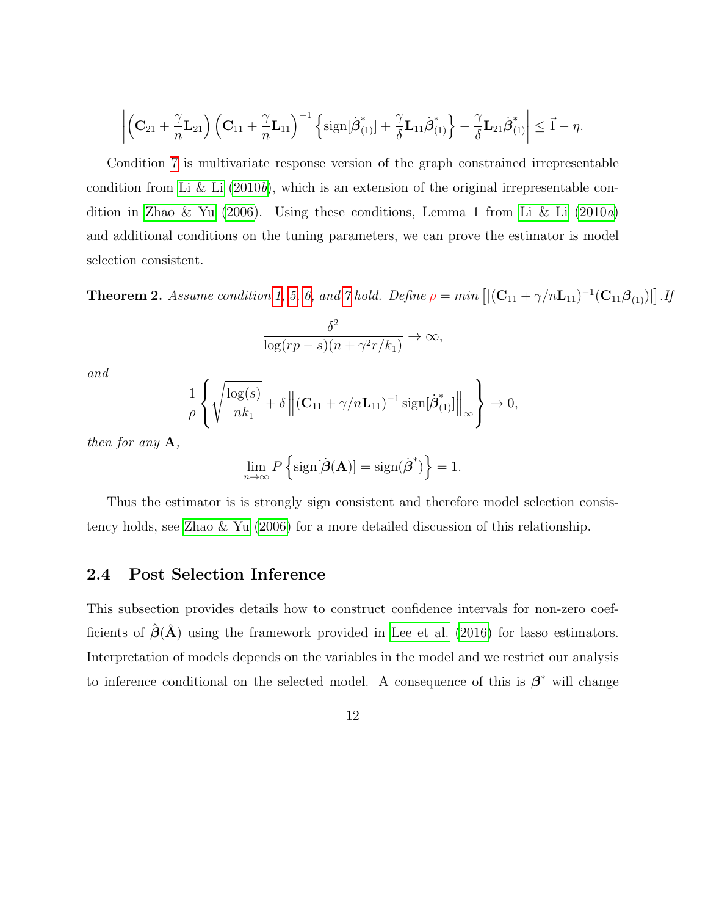$$\left|\left(\mathbf{C}_{21} + \frac{\gamma}{n}\mathbf{L}_{21}\right)\left(\mathbf{C}_{11} + \frac{\gamma}{n}\mathbf{L}_{11}\right)^{-1}\left\{\text{sign}[\dot{\boldsymbol{\beta}}^*_{(1)}] + \frac{\gamma}{\delta}\mathbf{L}_{11}\dot{\boldsymbol{\beta}}^*_{(1)}\right\} - \frac{\gamma}{\delta}\mathbf{L}_{21}\dot{\boldsymbol{\beta}}^*_{(1)}\right| \leq \vec{1} - \eta.$$

Condition 7 is multivariate response version of the graph constrained irrepresentable condition from Li & Li (2010*b*), which is an extension of the original irrepresentable condition in Zhao & Yu (2006). Using these conditions, Lemma 1 from Li & Li (2010*a*) and additional conditions on the tuning parameters, we can prove the estimator is model selection consistent.

**Theorem 2.** *Assume condition 1, 5, 6, and 7 hold. Define* $\rho = min\left[|(\mathbf{C}_{11} + \gamma/n\mathbf{L}_{11})^{-1}(\mathbf{C}_{11}\boldsymbol{\beta}_{(1)})|\right]$*. If*

$$\frac{\delta^2}{\log(rp - s)(n + \gamma^2 r/k_1)} \to \infty,$$

*and*

$$\frac{1}{\rho}\left\{\sqrt{\frac{\log(s)}{nk_1}} + \delta\left\|(\mathbf{C}_{11} + \gamma/n\mathbf{L}_{11})^{-1}\,\text{sign}[\dot{\boldsymbol{\beta}}^*_{(1)}]\right\|_\infty\right\} \to 0,$$

*then for any* $\mathbf{A}$*,*

$$\lim_{n\to\infty} P\left\{\text{sign}[\dot{\boldsymbol{\beta}}(\mathbf{A})] = \text{sign}(\dot{\boldsymbol{\beta}}^*)\right\} = 1.$$

Thus the estimator is is strongly sign consistent and therefore model selection consistency holds, see Zhao & Yu (2006) for a more detailed discussion of this relationship.

## 2.4 Post Selection Inference

This subsection provides details how to construct confidence intervals for non-zero coefficients of $\hat{\boldsymbol{\beta}}(\hat{\mathbf{A}})$ using the framework provided in Lee et al. (2016) for lasso estimators. Interpretation of models depends on the variables in the model and we restrict our analysis to inference conditional on the selected model. A consequence of this is $\boldsymbol{\beta}^*$ will change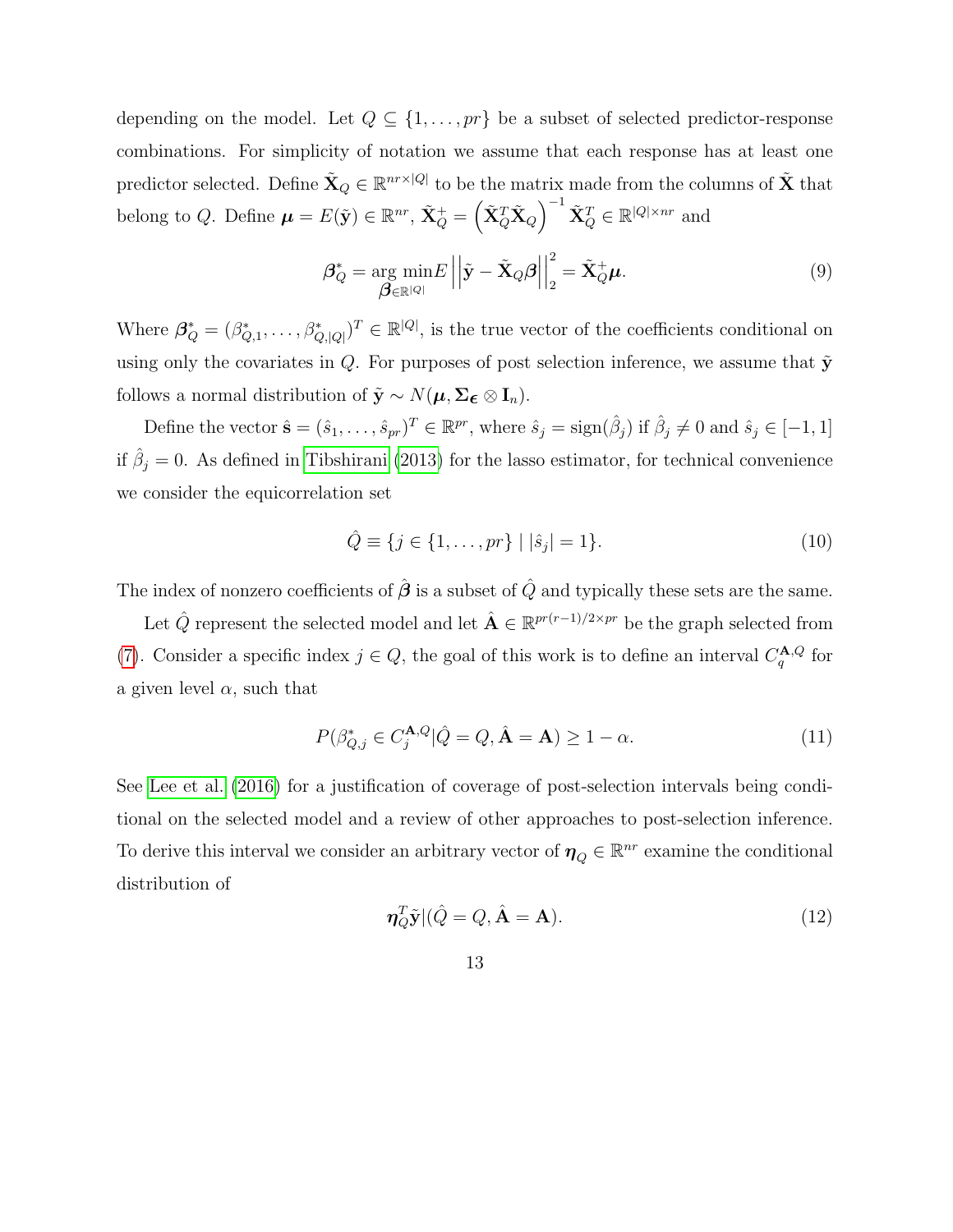depending on the model. Let $Q \subseteq \{1, \ldots, pr\}$ be a subset of selected predictor-response combinations. For simplicity of notation we assume that each response has at least one predictor selected. Define $\tilde{\mathbf{X}}_Q \in \mathbb{R}^{nr \times |Q|}$ to be the matrix made from the columns of $\tilde{\mathbf{X}}$ that belong to $Q$. Define $\boldsymbol{\mu} = E(\tilde{\mathbf{y}}) \in \mathbb{R}^{nr}$, $\tilde{\mathbf{X}}_Q^+ = \left(\tilde{\mathbf{X}}_Q^T \tilde{\mathbf{X}}_Q\right)^{-1} \tilde{\mathbf{X}}_Q^T \in \mathbb{R}^{|Q| \times nr}$ and

$$\boldsymbol{\beta}_Q^* = \underset{\boldsymbol{\beta} \in \mathbb{R}^{|Q|}}{\arg\min} E \left|\left| \tilde{\mathbf{y}} - \tilde{\mathbf{X}}_Q \boldsymbol{\beta} \right|\right|_2^2 = \tilde{\mathbf{X}}_Q^+ \boldsymbol{\mu}. \tag{9}$$

Where $\boldsymbol{\beta}_Q^* = (\beta_{Q,1}^*, \ldots, \beta_{Q,|Q|}^*)^T \in \mathbb{R}^{|Q|}$, is the true vector of the coefficients conditional on using only the covariates in $Q$. For purposes of post selection inference, we assume that $\tilde{\mathbf{y}}$ follows a normal distribution of $\tilde{\mathbf{y}} \sim N(\boldsymbol{\mu}, \boldsymbol{\Sigma}_{\boldsymbol{\epsilon}} \otimes \mathbf{I}_n)$.

Define the vector $\hat{\mathbf{s}} = (\hat{s}_1, \ldots, \hat{s}_{pr})^T \in \mathbb{R}^{pr}$, where $\hat{s}_j = \text{sign}(\hat{\beta}_j)$ if $\hat{\beta}_j \neq 0$ and $\hat{s}_j \in [-1, 1]$ if $\hat{\beta}_j = 0$. As defined in Tibshirani (2013) for the lasso estimator, for technical convenience we consider the equicorrelation set

$$\hat{Q} \equiv \{j \in \{1, \ldots, pr\} \mid |\hat{s}_j| = 1\}. \tag{10}$$

The index of nonzero coefficients of $\hat{\boldsymbol{\beta}}$ is a subset of $\hat{Q}$ and typically these sets are the same.

Let $\hat{Q}$ represent the selected model and let $\hat{\mathbf{A}} \in \mathbb{R}^{pr(r-1)/2 \times pr}$ be the graph selected from (7). Consider a specific index $j \in Q$, the goal of this work is to define an interval $C_q^{\mathbf{A},Q}$ for a given level $\alpha$, such that

$$P(\beta_{Q,j}^* \in C_j^{\mathbf{A},Q} | \hat{Q} = Q, \hat{\mathbf{A}} = \mathbf{A}) \geq 1 - \alpha. \tag{11}$$

See Lee et al. (2016) for a justification of coverage of post-selection intervals being conditional on the selected model and a review of other approaches to post-selection inference. To derive this interval we consider an arbitrary vector of $\boldsymbol{\eta}_Q \in \mathbb{R}^{nr}$ examine the conditional distribution of

$$\boldsymbol{\eta}_Q^T \tilde{\mathbf{y}} | (\hat{Q} = Q, \hat{\mathbf{A}} = \mathbf{A}). \tag{12}$$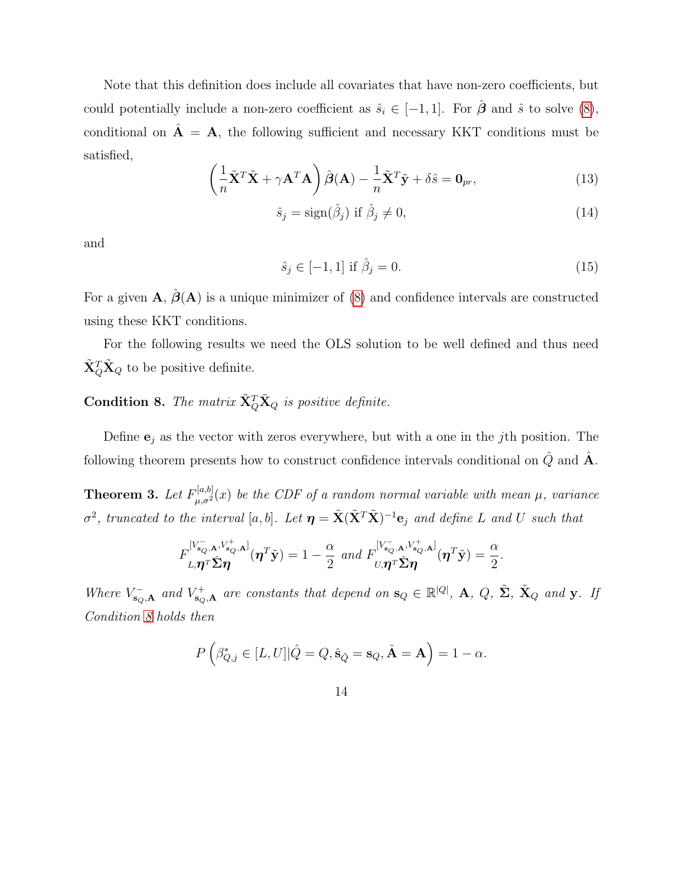Note that this definition does include all covariates that have non-zero coefficients, but could potentially include a non-zero coefficient as $\hat{s}_i \in [-1, 1]$. For $\hat{\boldsymbol{\beta}}$ and $\hat{s}$ to solve (8), conditional on $\hat{\mathbf{A}} = \mathbf{A}$, the following sufficient and necessary KKT conditions must be satisfied,

$$\left( \frac{1}{n} \tilde{\mathbf{X}}^T \tilde{\mathbf{X}} + \gamma \mathbf{A}^T \mathbf{A} \right) \hat{\boldsymbol{\beta}}(\mathbf{A}) - \frac{1}{n} \tilde{\mathbf{X}}^T \tilde{\mathbf{y}} + \delta \hat{s} = \mathbf{0}_{pr}, \tag{13}$$

$$\hat{s}_j = \text{sign}(\hat{\beta}_j) \text{ if } \hat{\beta}_j \neq 0, \tag{14}$$

and

$$\hat{s}_j \in [-1, 1] \text{ if } \hat{\beta}_j = 0. \tag{15}$$

For a given $\mathbf{A}$, $\hat{\boldsymbol{\beta}}(\mathbf{A})$ is a unique minimizer of (8) and confidence intervals are constructed using these KKT conditions.

For the following results we need the OLS solution to be well defined and thus need $\tilde{\mathbf{X}}_Q^T \tilde{\mathbf{X}}_Q$ to be positive definite.

**Condition 8.** *The matrix $\tilde{\mathbf{X}}_Q^T \tilde{\mathbf{X}}_Q$ is positive definite.*

Define $\mathbf{e}_j$ as the vector with zeros everywhere, but with a one in the $j$th position. The following theorem presents how to construct confidence intervals conditional on $\hat{Q}$ and $\hat{\mathbf{A}}$.

**Theorem 3.** *Let $F_{\mu,\sigma^2}^{[a,b]}(x)$ be the CDF of a random normal variable with mean $\mu$, variance $\sigma^2$, truncated to the interval $[a, b]$. Let $\boldsymbol{\eta} = \tilde{\mathbf{X}}(\tilde{\mathbf{X}}^T \tilde{\mathbf{X}})^{-1} \mathbf{e}_j$ and define $L$ and $U$ such that*

$$F_{L, \boldsymbol{\eta}^T \tilde{\boldsymbol{\Sigma}} \boldsymbol{\eta}}^{[V^-_{\mathbf{s}_Q, \mathbf{A}}, V^+_{\mathbf{s}_Q, \mathbf{A}}]} (\boldsymbol{\eta}^T \tilde{\mathbf{y}}) = 1 - \frac{\alpha}{2} \text{ and } F_{U, \boldsymbol{\eta}^T \tilde{\boldsymbol{\Sigma}} \boldsymbol{\eta}}^{[V^-_{\mathbf{s}_Q, \mathbf{A}}, V^+_{\mathbf{s}_Q, \mathbf{A}}]} (\boldsymbol{\eta}^T \tilde{\mathbf{y}}) = \frac{\alpha}{2}.$$

*Where $V^-_{\mathbf{s}_Q, \mathbf{A}}$ and $V^+_{\mathbf{s}_Q, \mathbf{A}}$ are constants that depend on $\mathbf{s}_Q \in \mathbb{R}^{|Q|}$, $\mathbf{A}$, $Q$, $\tilde{\boldsymbol{\Sigma}}$, $\tilde{\mathbf{X}}_Q$ and $\mathbf{y}$. If Condition 8 holds then*

$$P \left( \beta^*_{Q,j} \in [L, U] | \hat{Q} = Q, \hat{\mathbf{s}}_{\hat{Q}} = \mathbf{s}_Q, \hat{\mathbf{A}} = \mathbf{A} \right) = 1 - \alpha.$$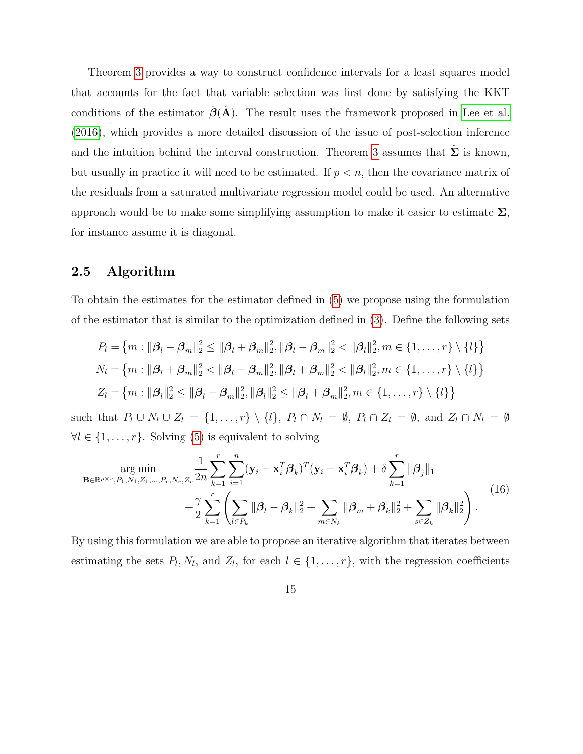Theorem 3 provides a way to construct confidence intervals for a least squares model that accounts for the fact that variable selection was first done by satisfying the KKT conditions of the estimator $\hat{\boldsymbol{\beta}}(\hat{\mathbf{A}})$. The result uses the framework proposed in Lee et al. (2016), which provides a more detailed discussion of the issue of post-selection inference and the intuition behind the interval construction. Theorem 3 assumes that $\tilde{\boldsymbol{\Sigma}}$ is known, but usually in practice it will need to be estimated. If $p < n$, then the covariance matrix of the residuals from a saturated multivariate regression model could be used. An alternative approach would be to make some simplifying assumption to make it easier to estimate $\boldsymbol{\Sigma}$, for instance assume it is diagonal.

## 2.5 Algorithm

To obtain the estimates for the estimator defined in (5) we propose using the formulation of the estimator that is similar to the optimization defined in (3). Define the following sets

$$
\begin{aligned}
P_l &= \left\{m : \|\boldsymbol{\beta}_l - \boldsymbol{\beta}_m\|_2^2 \leq \|\boldsymbol{\beta}_l + \boldsymbol{\beta}_m\|_2^2, \|\boldsymbol{\beta}_l - \boldsymbol{\beta}_m\|_2^2 < \|\boldsymbol{\beta}_l\|_2^2, m \in \{1, \ldots, r\} \setminus \{l\}\right\} \\
N_l &= \left\{m : \|\boldsymbol{\beta}_l + \boldsymbol{\beta}_m\|_2^2 < \|\boldsymbol{\beta}_l - \boldsymbol{\beta}_m\|_2^2, \|\boldsymbol{\beta}_l + \boldsymbol{\beta}_m\|_2^2 < \|\boldsymbol{\beta}_l\|_2^2, m \in \{1, \ldots, r\} \setminus \{l\}\right\} \\
Z_l &= \left\{m : \|\boldsymbol{\beta}_l\|_2^2 \leq \|\boldsymbol{\beta}_l - \boldsymbol{\beta}_m\|_2^2, \|\boldsymbol{\beta}_l\|_2^2 \leq \|\boldsymbol{\beta}_l + \boldsymbol{\beta}_m\|_2^2, m \in \{1, \ldots, r\} \setminus \{l\}\right\}
\end{aligned}
$$

such that $P_l \cup N_l \cup Z_l = \{1, \ldots, r\} \setminus \{l\}$, $P_l \cap N_l = \emptyset$, $P_l \cap Z_l = \emptyset$, and $Z_l \cap N_l = \emptyset$ $\forall l \in \{1, \ldots, r\}$. Solving (5) is equivalent to solving

$$
\begin{aligned}
\underset{\mathbf{B} \in \mathbb{R}^{p \times r}, P_1, N_1, Z_1, \ldots, P_r, N_r, Z_r}{\arg\min} \; & \frac{1}{2n} \sum_{k=1}^{r} \sum_{i=1}^{n} (\mathbf{y}_i - \mathbf{x}_i^T \boldsymbol{\beta}_k)^T (\mathbf{y}_i - \mathbf{x}_i^T \boldsymbol{\beta}_k) + \delta \sum_{k=1}^{r} \|\boldsymbol{\beta}_j\|_1 \\
& + \frac{\gamma}{2} \sum_{k=1}^{r} \left( \sum_{l \in P_k} \|\boldsymbol{\beta}_l - \boldsymbol{\beta}_k\|_2^2 + \sum_{m \in N_k} \|\boldsymbol{\beta}_m + \boldsymbol{\beta}_k\|_2^2 + \sum_{s \in Z_k} \|\boldsymbol{\beta}_k\|_2^2 \right).
\end{aligned}
\tag{16}
$$

By using this formulation we are able to propose an iterative algorithm that iterates between estimating the sets $P_l, N_l$, and $Z_l$, for each $l \in \{1, \ldots, r\}$, with the regression coefficients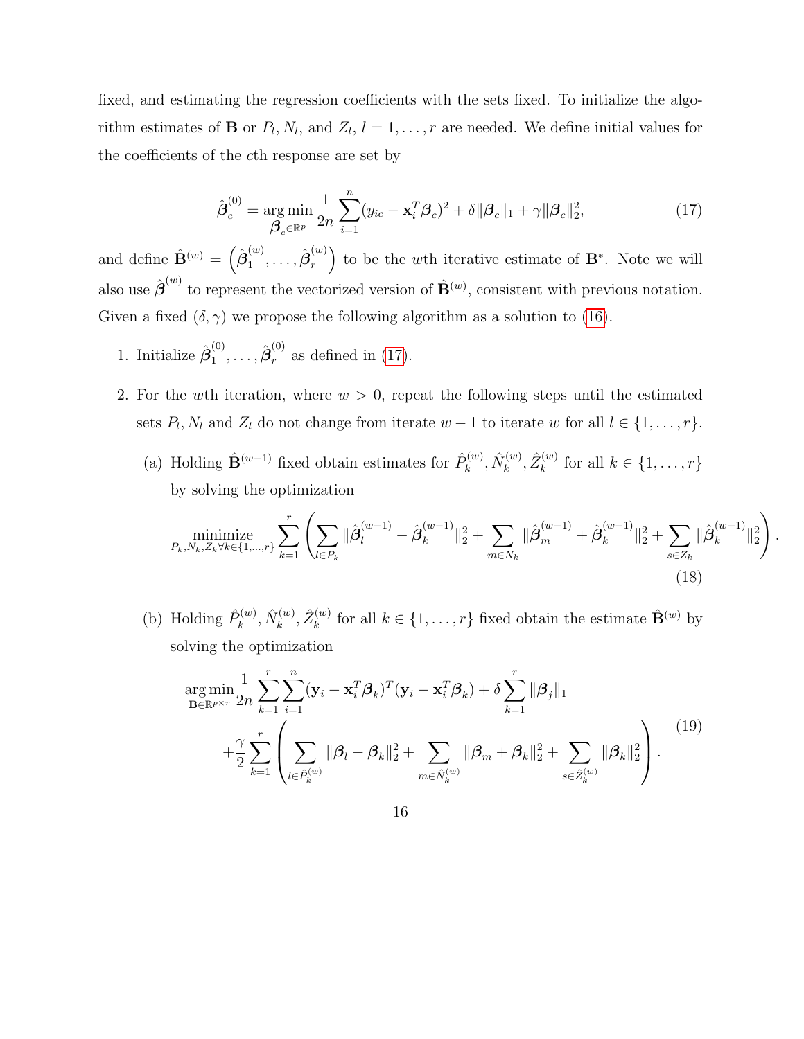fixed, and estimating the regression coefficients with the sets fixed. To initialize the algorithm estimates of $\mathbf{B}$ or $P_l, N_l$, and $Z_l$, $l = 1, \ldots, r$ are needed. We define initial values for the coefficients of the $c$th response are set by

$$\hat{\boldsymbol{\beta}}_c^{(0)} = \underset{\boldsymbol{\beta}_c \in \mathbb{R}^p}{\arg\min} \frac{1}{2n} \sum_{i=1}^{n} (y_{ic} - \mathbf{x}_i^T \boldsymbol{\beta}_c)^2 + \delta \|\boldsymbol{\beta}_c\|_1 + \gamma \|\boldsymbol{\beta}_c\|_2^2, \tag{17}$$

and define $\hat{\mathbf{B}}^{(w)} = \left(\hat{\boldsymbol{\beta}}_1^{(w)}, \ldots, \hat{\boldsymbol{\beta}}_r^{(w)}\right)$ to be the $w$th iterative estimate of $\mathbf{B}^*$. Note we will also use $\hat{\boldsymbol{\beta}}^{(w)}$ to represent the vectorized version of $\hat{\mathbf{B}}^{(w)}$, consistent with previous notation. Given a fixed $(\delta, \gamma)$ we propose the following algorithm as a solution to (16).

1. Initialize $\hat{\boldsymbol{\beta}}_1^{(0)}, \ldots, \hat{\boldsymbol{\beta}}_r^{(0)}$ as defined in (17).

2. For the $w$th iteration, where $w > 0$, repeat the following steps until the estimated sets $P_l, N_l$ and $Z_l$ do not change from iterate $w-1$ to iterate $w$ for all $l \in \{1, \ldots, r\}$.

   (a) Holding $\hat{\mathbf{B}}^{(w-1)}$ fixed obtain estimates for $\hat{P}_k^{(w)}, \hat{N}_k^{(w)}, \hat{Z}_k^{(w)}$ for all $k \in \{1, \ldots, r\}$ by solving the optimization

$$\underset{P_k, N_k, Z_k \forall k \in \{1,\ldots,r\}}{\text{minimize}} \sum_{k=1}^{r} \left( \sum_{l \in P_k} \|\hat{\boldsymbol{\beta}}_l^{(w-1)} - \hat{\boldsymbol{\beta}}_k^{(w-1)}\|_2^2 + \sum_{m \in N_k} \|\hat{\boldsymbol{\beta}}_m^{(w-1)} + \hat{\boldsymbol{\beta}}_k^{(w-1)}\|_2^2 + \sum_{s \in Z_k} \|\hat{\boldsymbol{\beta}}_k^{(w-1)}\|_2^2 \right). \tag{18}$$

   (b) Holding $\hat{P}_k^{(w)}, \hat{N}_k^{(w)}, \hat{Z}_k^{(w)}$ for all $k \in \{1, \ldots, r\}$ fixed obtain the estimate $\hat{\mathbf{B}}^{(w)}$ by solving the optimization

$$\begin{aligned} \underset{\mathbf{B} \in \mathbb{R}^{p \times r}}{\arg\min} & \frac{1}{2n} \sum_{k=1}^{r} \sum_{i=1}^{n} (\mathbf{y}_i - \mathbf{x}_i^T \boldsymbol{\beta}_k)^T (\mathbf{y}_i - \mathbf{x}_i^T \boldsymbol{\beta}_k) + \delta \sum_{k=1}^{r} \|\boldsymbol{\beta}_j\|_1 \\ & + \frac{\gamma}{2} \sum_{k=1}^{r} \left( \sum_{l \in \hat{P}_k^{(w)}} \|\boldsymbol{\beta}_l - \boldsymbol{\beta}_k\|_2^2 + \sum_{m \in \hat{N}_k^{(w)}} \|\boldsymbol{\beta}_m + \boldsymbol{\beta}_k\|_2^2 + \sum_{s \in \hat{Z}_k^{(w)}} \|\boldsymbol{\beta}_k\|_2^2 \right). \end{aligned} \tag{19}$$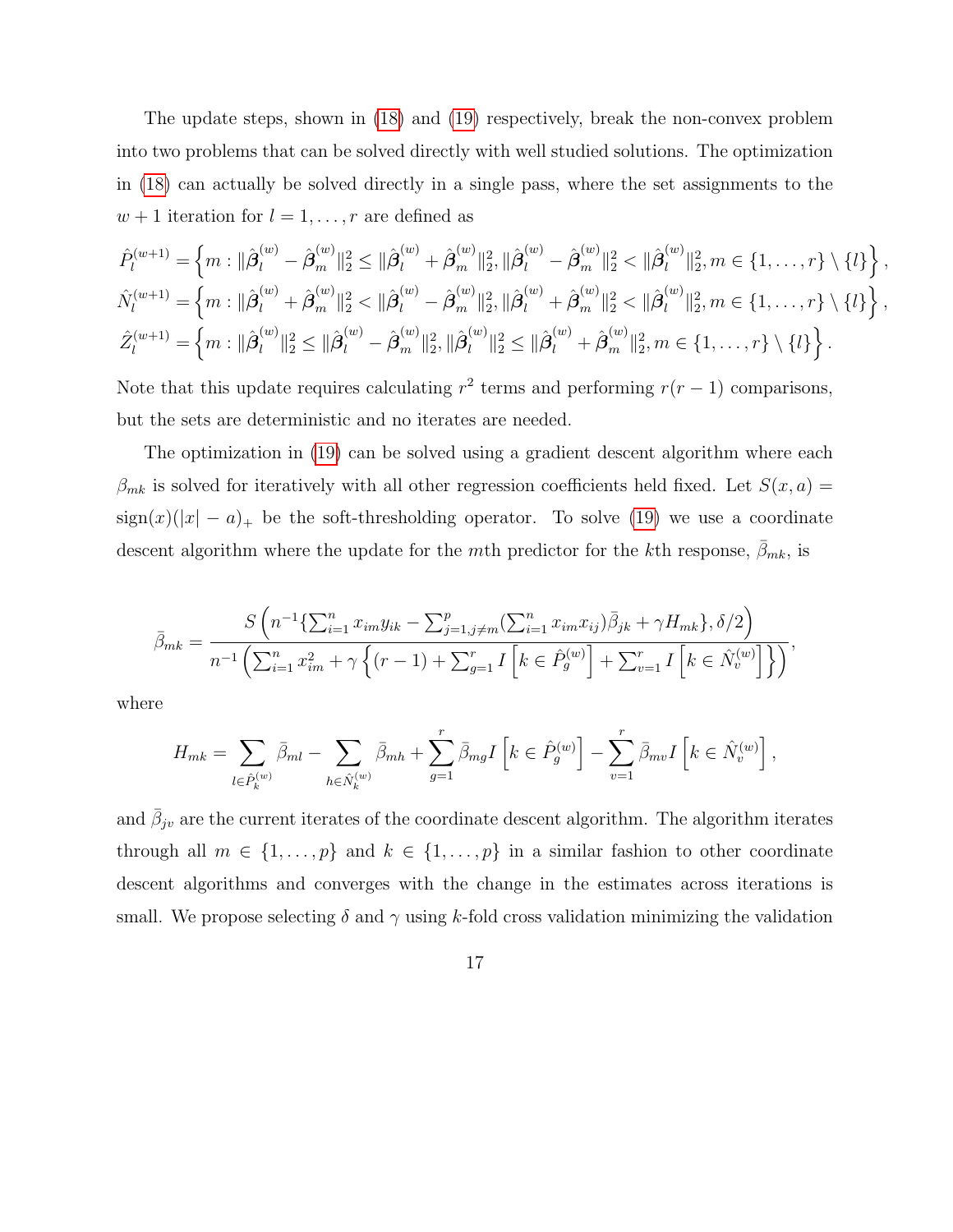The update steps, shown in (18) and (19) respectively, break the non-convex problem into two problems that can be solved directly with well studied solutions. The optimization in (18) can actually be solved directly in a single pass, where the set assignments to the $w+1$ iteration for $l = 1, \ldots, r$ are defined as

$$\hat{P}_l^{(w+1)} = \left\{ m : \|\hat{\boldsymbol{\beta}}_l^{(w)} - \hat{\boldsymbol{\beta}}_m^{(w)}\|_2^2 \le \|\hat{\boldsymbol{\beta}}_l^{(w)} + \hat{\boldsymbol{\beta}}_m^{(w)}\|_2^2, \|\hat{\boldsymbol{\beta}}_l^{(w)} - \hat{\boldsymbol{\beta}}_m^{(w)}\|_2^2 < \|\hat{\boldsymbol{\beta}}_l^{(w)}\|_2^2, m \in \{1, \ldots, r\} \setminus \{l\} \right\},$$
$$\hat{N}_l^{(w+1)} = \left\{ m : \|\hat{\boldsymbol{\beta}}_l^{(w)} + \hat{\boldsymbol{\beta}}_m^{(w)}\|_2^2 < \|\hat{\boldsymbol{\beta}}_l^{(w)} - \hat{\boldsymbol{\beta}}_m^{(w)}\|_2^2, \|\hat{\boldsymbol{\beta}}_l^{(w)} + \hat{\boldsymbol{\beta}}_m^{(w)}\|_2^2 < \|\hat{\boldsymbol{\beta}}_l^{(w)}\|_2^2, m \in \{1, \ldots, r\} \setminus \{l\} \right\},$$
$$\hat{Z}_l^{(w+1)} = \left\{ m : \|\hat{\boldsymbol{\beta}}_l^{(w)}\|_2^2 \le \|\hat{\boldsymbol{\beta}}_l^{(w)} - \hat{\boldsymbol{\beta}}_m^{(w)}\|_2^2, \|\hat{\boldsymbol{\beta}}_l^{(w)}\|_2^2 \le \|\hat{\boldsymbol{\beta}}_l^{(w)} + \hat{\boldsymbol{\beta}}_m^{(w)}\|_2^2, m \in \{1, \ldots, r\} \setminus \{l\} \right\}.$$

Note that this update requires calculating $r^2$ terms and performing $r(r-1)$ comparisons, but the sets are deterministic and no iterates are needed.

The optimization in (19) can be solved using a gradient descent algorithm where each $\beta_{mk}$ is solved for iteratively with all other regression coefficients held fixed. Let $S(x, a) = \text{sign}(x)(|x| - a)_+$ be the soft-thresholding operator. To solve (19) we use a coordinate descent algorithm where the update for the $m$th predictor for the $k$th response, $\bar{\beta}_{mk}$, is

$$\bar{\beta}_{mk} = \frac{S\left(n^{-1}\{\sum_{i=1}^n x_{im} y_{ik} - \sum_{j=1, j\ne m}^p (\sum_{i=1}^n x_{im} x_{ij}) \bar{\beta}_{jk} + \gamma H_{mk}\}, \delta/2\right)}{n^{-1}\left(\sum_{i=1}^n x_{im}^2 + \gamma\left\{(r-1) + \sum_{g=1}^r I\left[k \in \hat{P}_g^{(w)}\right] + \sum_{v=1}^r I\left[k \in \hat{N}_v^{(w)}\right]\right\}\right)},$$

where

$$H_{mk} = \sum_{l \in \hat{P}_k^{(w)}} \bar{\beta}_{ml} - \sum_{h \in \hat{N}_k^{(w)}} \bar{\beta}_{mh} + \sum_{g=1}^r \bar{\beta}_{mg} I\left[k \in \hat{P}_g^{(w)}\right] - \sum_{v=1}^r \bar{\beta}_{mv} I\left[k \in \hat{N}_v^{(w)}\right],$$

and $\bar{\beta}_{jv}$ are the current iterates of the coordinate descent algorithm. The algorithm iterates through all $m \in \{1, \ldots, p\}$ and $k \in \{1, \ldots, p\}$ in a similar fashion to other coordinate descent algorithms and converges with the change in the estimates across iterations is small. We propose selecting $\delta$ and $\gamma$ using $k$-fold cross validation minimizing the validation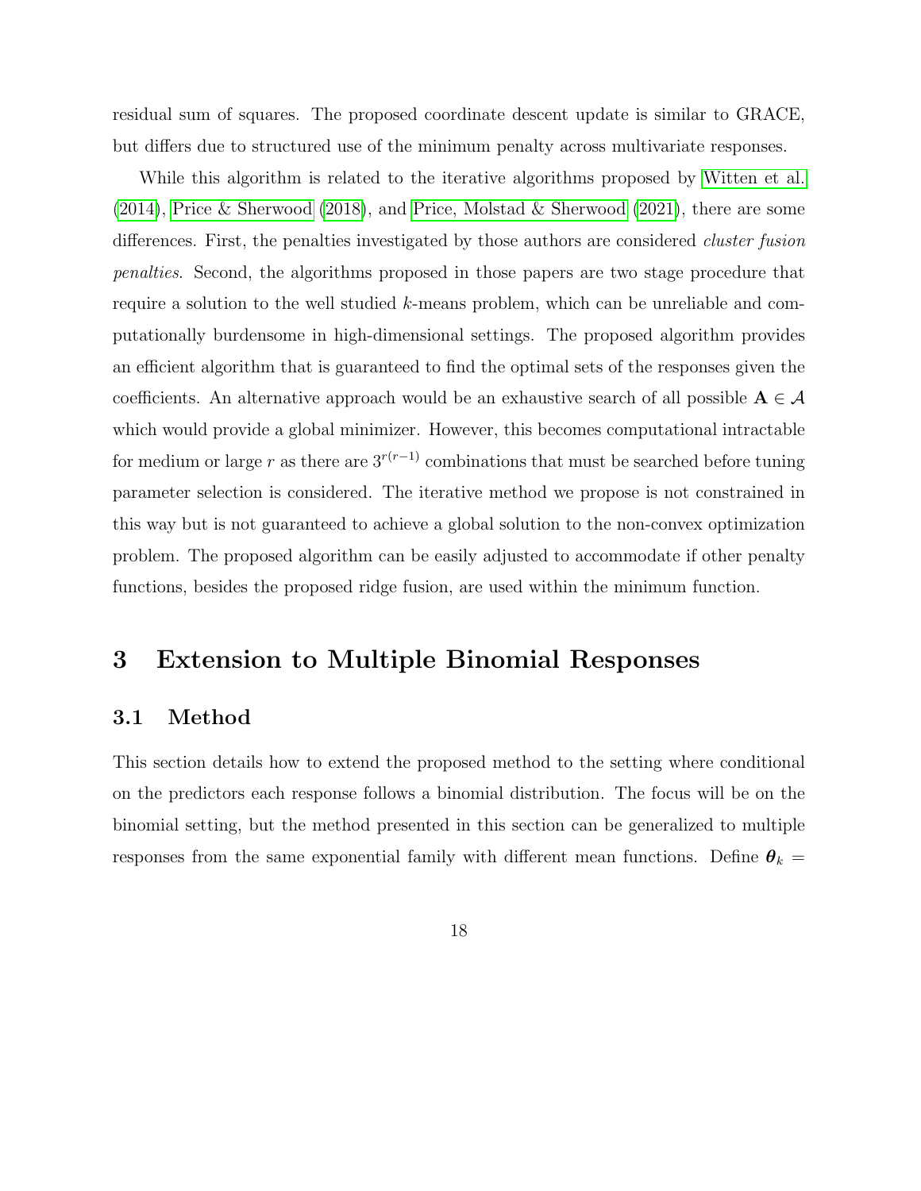residual sum of squares. The proposed coordinate descent update is similar to GRACE, but differs due to structured use of the minimum penalty across multivariate responses.

While this algorithm is related to the iterative algorithms proposed by Witten et al. (2014), Price & Sherwood (2018), and Price, Molstad & Sherwood (2021), there are some differences. First, the penalties investigated by those authors are considered *cluster fusion penalties*. Second, the algorithms proposed in those papers are two stage procedure that require a solution to the well studied $k$-means problem, which can be unreliable and computationally burdensome in high-dimensional settings. The proposed algorithm provides an efficient algorithm that is guaranteed to find the optimal sets of the responses given the coefficients. An alternative approach would be an exhaustive search of all possible $\mathbf{A} \in \mathcal{A}$ which would provide a global minimizer. However, this becomes computational intractable for medium or large $r$ as there are $3^{r(r-1)}$ combinations that must be searched before tuning parameter selection is considered. The iterative method we propose is not constrained in this way but is not guaranteed to achieve a global solution to the non-convex optimization problem. The proposed algorithm can be easily adjusted to accommodate if other penalty functions, besides the proposed ridge fusion, are used within the minimum function.

# 3 Extension to Multiple Binomial Responses

## 3.1 Method

This section details how to extend the proposed method to the setting where conditional on the predictors each response follows a binomial distribution. The focus will be on the binomial setting, but the method presented in this section can be generalized to multiple responses from the same exponential family with different mean functions. Define $\boldsymbol{\theta}_k =$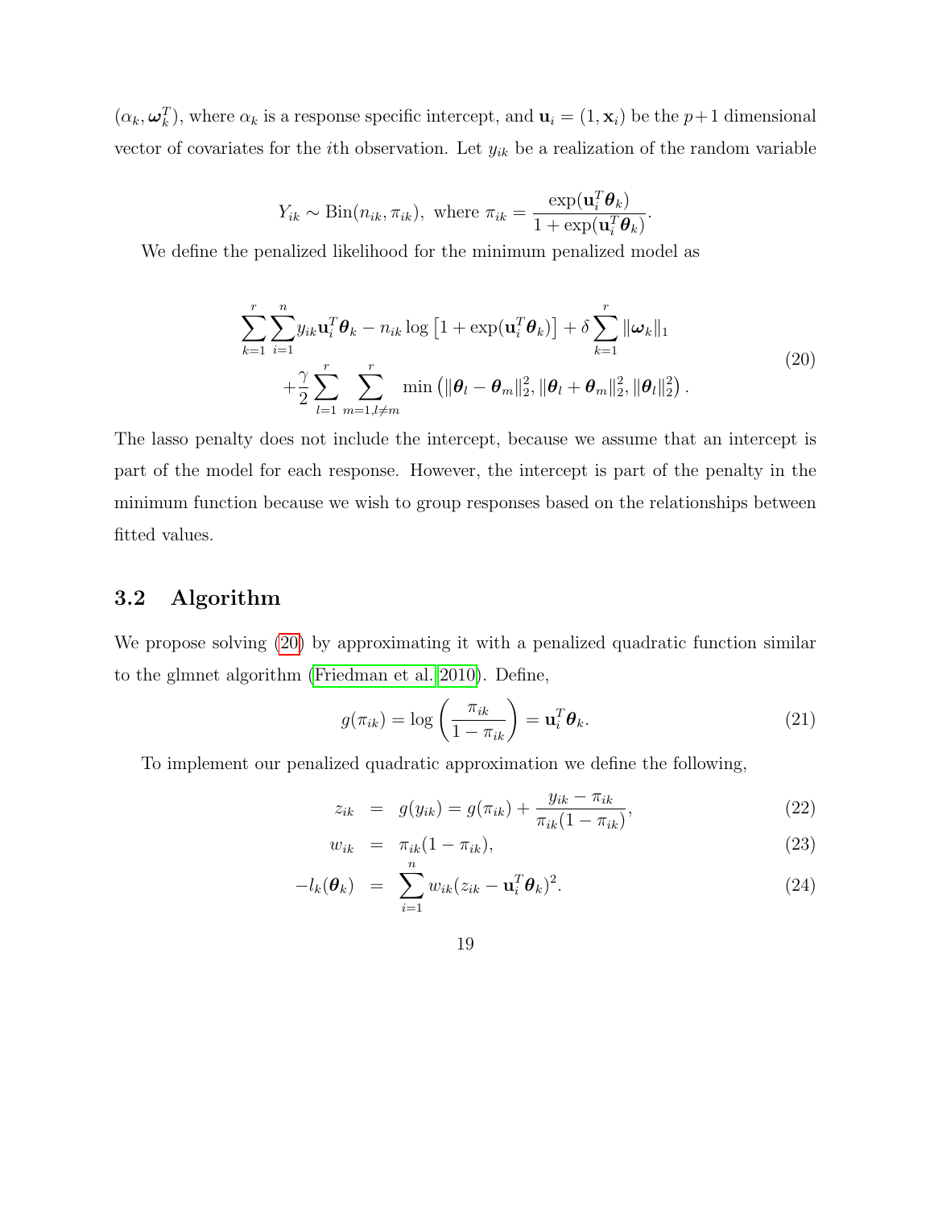$(\alpha_k, \boldsymbol{\omega}_k^T)$, where $\alpha_k$ is a response specific intercept, and $\mathbf{u}_i = (1, \mathbf{x}_i)$ be the $p+1$ dimensional vector of covariates for the $i$th observation. Let $y_{ik}$ be a realization of the random variable

$$Y_{ik} \sim \text{Bin}(n_{ik}, \pi_{ik}), \text{ where } \pi_{ik} = \frac{\exp(\mathbf{u}_i^T \boldsymbol{\theta}_k)}{1 + \exp(\mathbf{u}_i^T \boldsymbol{\theta}_k)}.$$

We define the penalized likelihood for the minimum penalized model as

$$\begin{aligned} &\sum_{k=1}^{r} \sum_{i=1}^{n} y_{ik} \mathbf{u}_i^T \boldsymbol{\theta}_k - n_{ik} \log\left[1 + \exp(\mathbf{u}_i^T \boldsymbol{\theta}_k)\right] + \delta \sum_{k=1}^{r} \|\boldsymbol{\omega}_k\|_1 \\ &\quad + \frac{\gamma}{2} \sum_{l=1}^{r} \sum_{m=1, l \neq m}^{r} \min\left(\|\boldsymbol{\theta}_l - \boldsymbol{\theta}_m\|_2^2, \|\boldsymbol{\theta}_l + \boldsymbol{\theta}_m\|_2^2, \|\boldsymbol{\theta}_l\|_2^2\right). \end{aligned} \tag{20}$$

The lasso penalty does not include the intercept, because we assume that an intercept is part of the model for each response. However, the intercept is part of the penalty in the minimum function because we wish to group responses based on the relationships between fitted values.

## 3.2 Algorithm

We propose solving (20) by approximating it with a penalized quadratic function similar to the glmnet algorithm (Friedman et al. 2010). Define,

$$g(\pi_{ik}) = \log\left(\frac{\pi_{ik}}{1 - \pi_{ik}}\right) = \mathbf{u}_i^T \boldsymbol{\theta}_k. \tag{21}$$

To implement our penalized quadratic approximation we define the following,

$$z_{ik} = g(y_{ik}) = g(\pi_{ik}) + \frac{y_{ik} - \pi_{ik}}{\pi_{ik}(1 - \pi_{ik})}, \tag{22}$$

$$w_{ik} = \pi_{ik}(1 - \pi_{ik}), \tag{23}$$

$$-l_k(\boldsymbol{\theta}_k) = \sum_{i=1}^{n} w_{ik}(z_{ik} - \mathbf{u}_i^T \boldsymbol{\theta}_k)^2. \tag{24}$$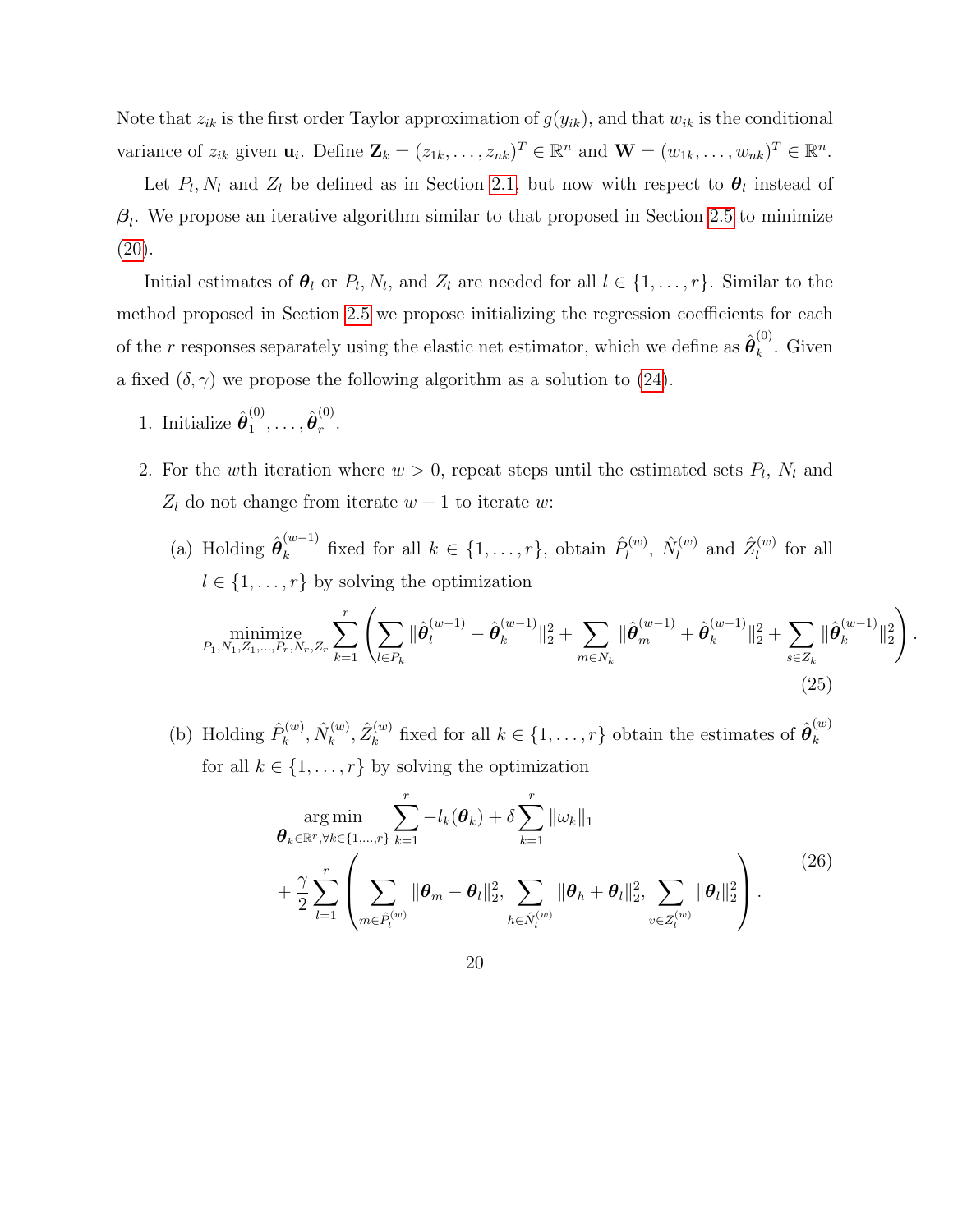Note that $z_{ik}$ is the first order Taylor approximation of $g(y_{ik})$, and that $w_{ik}$ is the conditional variance of $z_{ik}$ given $\mathbf{u}_i$. Define $\mathbf{Z}_k = (z_{1k}, \ldots, z_{nk})^T \in \mathbb{R}^n$ and $\mathbf{W} = (w_{1k}, \ldots, w_{nk})^T \in \mathbb{R}^n$.

Let $P_l, N_l$ and $Z_l$ be defined as in Section 2.1, but now with respect to $\boldsymbol{\theta}_l$ instead of $\boldsymbol{\beta}_l$. We propose an iterative algorithm similar to that proposed in Section 2.5 to minimize (20).

Initial estimates of $\boldsymbol{\theta}_l$ or $P_l, N_l$, and $Z_l$ are needed for all $l \in \{1, \ldots, r\}$. Similar to the method proposed in Section 2.5 we propose initializing the regression coefficients for each of the $r$ responses separately using the elastic net estimator, which we define as $\hat{\boldsymbol{\theta}}_k^{(0)}$. Given a fixed $(\delta, \gamma)$ we propose the following algorithm as a solution to (24).

1. Initialize $\hat{\boldsymbol{\theta}}_1^{(0)}, \ldots, \hat{\boldsymbol{\theta}}_r^{(0)}$.

2. For the $w$th iteration where $w > 0$, repeat steps until the estimated sets $P_l$, $N_l$ and $Z_l$ do not change from iterate $w-1$ to iterate $w$:

   (a) Holding $\hat{\boldsymbol{\theta}}_k^{(w-1)}$ fixed for all $k \in \{1, \ldots, r\}$, obtain $\hat{P}_l^{(w)}$, $\hat{N}_l^{(w)}$ and $\hat{Z}_l^{(w)}$ for all $l \in \{1, \ldots, r\}$ by solving the optimization

$$\underset{P_1, N_1, Z_1, \ldots, P_r, N_r, Z_r}{\text{minimize}} \sum_{k=1}^{r} \left( \sum_{l \in P_k} \|\hat{\boldsymbol{\theta}}_l^{(w-1)} - \hat{\boldsymbol{\theta}}_k^{(w-1)}\|_2^2 + \sum_{m \in N_k} \|\hat{\boldsymbol{\theta}}_m^{(w-1)} + \hat{\boldsymbol{\theta}}_k^{(w-1)}\|_2^2 + \sum_{s \in Z_k} \|\hat{\boldsymbol{\theta}}_k^{(w-1)}\|_2^2 \right). \tag{25}$$

   (b) Holding $\hat{P}_k^{(w)}, \hat{N}_k^{(w)}, \hat{Z}_k^{(w)}$ fixed for all $k \in \{1, \ldots, r\}$ obtain the estimates of $\hat{\boldsymbol{\theta}}_k^{(w)}$ for all $k \in \{1, \ldots, r\}$ by solving the optimization

$$\begin{aligned} \underset{\boldsymbol{\theta}_k \in \mathbb{R}^r, \forall k \in \{1, \ldots, r\}}{\arg\min} & \sum_{k=1}^{r} -l_k(\boldsymbol{\theta}_k) + \delta \sum_{k=1}^{r} \|\omega_k\|_1 \\ & + \frac{\gamma}{2} \sum_{l=1}^{r} \left( \sum_{m \in \hat{P}_l^{(w)}} \|\boldsymbol{\theta}_m - \boldsymbol{\theta}_l\|_2^2, \sum_{h \in \hat{N}_l^{(w)}} \|\boldsymbol{\theta}_h + \boldsymbol{\theta}_l\|_2^2, \sum_{v \in Z_l^{(w)}} \|\boldsymbol{\theta}_l\|_2^2 \right). \end{aligned} \tag{26}$$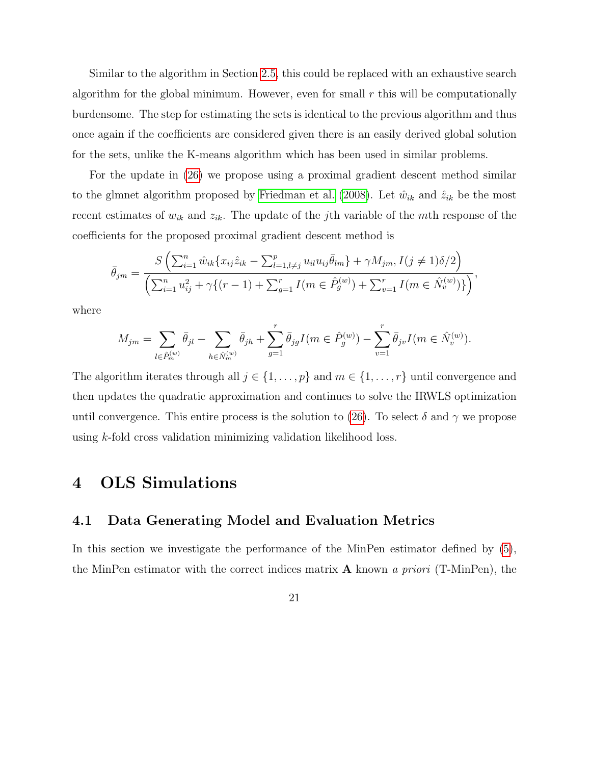Similar to the algorithm in Section 2.5, this could be replaced with an exhaustive search algorithm for the global minimum. However, even for small $r$ this will be computationally burdensome. The step for estimating the sets is identical to the previous algorithm and thus once again if the coefficients are considered given there is an easily derived global solution for the sets, unlike the K-means algorithm which has been used in similar problems.

For the update in (26) we propose using a proximal gradient descent method similar to the glmnet algorithm proposed by Friedman et al. (2008). Let $\hat{w}_{ik}$ and $\hat{z}_{ik}$ be the most recent estimates of $w_{ik}$ and $z_{ik}$. The update of the $j$th variable of the $m$th response of the coefficients for the proposed proximal gradient descent method is

$$\bar{\theta}_{jm} = \frac{S\left(\sum_{i=1}^{n} \hat{w}_{ik}\{x_{ij}\hat{z}_{ik} - \sum_{l=1,l\neq j}^{p} u_{il}u_{ij}\bar{\theta}_{lm}\} + \gamma M_{jm}, I(j \neq 1)\delta/2\right)}{\left(\sum_{i=1}^{n} u_{ij}^2 + \gamma\{(r-1) + \sum_{g=1}^{r} I(m \in \hat{P}_g^{(w)}) + \sum_{v=1}^{r} I(m \in \hat{N}_v^{(w)})\}\right)},$$

where

$$M_{jm} = \sum_{l \in \hat{P}_m^{(w)}} \bar{\theta}_{jl} - \sum_{h \in \hat{N}_m^{(w)}} \bar{\theta}_{jh} + \sum_{g=1}^{r} \bar{\theta}_{jg} I(m \in \hat{P}_g^{(w)}) - \sum_{v=1}^{r} \bar{\theta}_{jv} I(m \in \hat{N}_v^{(w)}).$$

The algorithm iterates through all $j \in \{1, \ldots, p\}$ and $m \in \{1, \ldots, r\}$ until convergence and then updates the quadratic approximation and continues to solve the IRWLS optimization until convergence. This entire process is the solution to (26). To select $\delta$ and $\gamma$ we propose using $k$-fold cross validation minimizing validation likelihood loss.

# 4 OLS Simulations

## 4.1 Data Generating Model and Evaluation Metrics

In this section we investigate the performance of the MinPen estimator defined by (5), the MinPen estimator with the correct indices matrix $\mathbf{A}$ known *a priori* (T-MinPen), the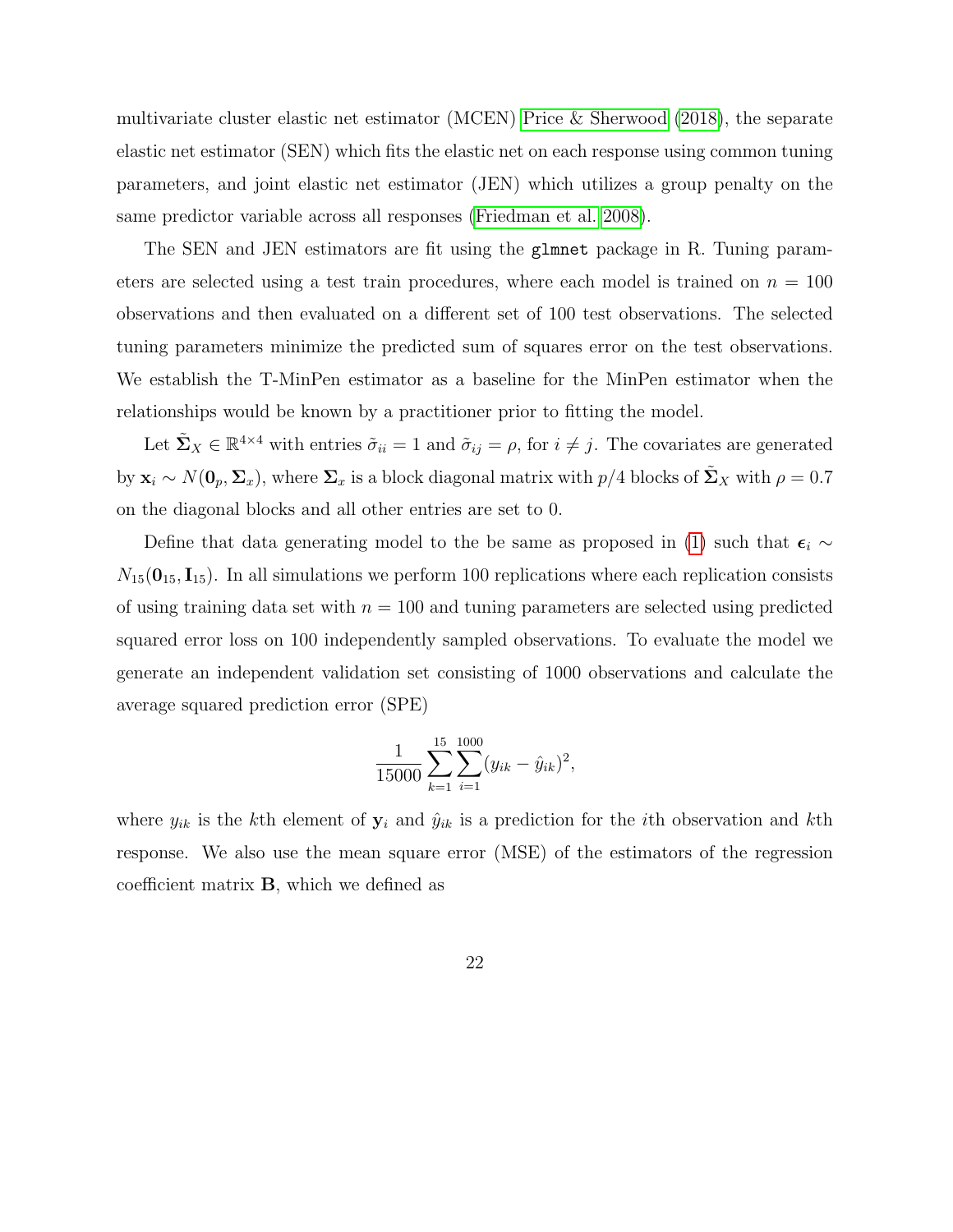multivariate cluster elastic net estimator (MCEN) Price & Sherwood (2018), the separate elastic net estimator (SEN) which fits the elastic net on each response using common tuning parameters, and joint elastic net estimator (JEN) which utilizes a group penalty on the same predictor variable across all responses (Friedman et al. 2008).

The SEN and JEN estimators are fit using the `glmnet` package in R. Tuning parameters are selected using a test train procedures, where each model is trained on $n = 100$ observations and then evaluated on a different set of 100 test observations. The selected tuning parameters minimize the predicted sum of squares error on the test observations. We establish the T-MinPen estimator as a baseline for the MinPen estimator when the relationships would be known by a practitioner prior to fitting the model.

Let $\tilde{\mathbf{\Sigma}}_X \in \mathbb{R}^{4\times 4}$ with entries $\tilde{\sigma}_{ii} = 1$ and $\tilde{\sigma}_{ij} = \rho$, for $i \neq j$. The covariates are generated by $\mathbf{x}_i \sim N(\mathbf{0}_p, \mathbf{\Sigma}_x)$, where $\mathbf{\Sigma}_x$ is a block diagonal matrix with $p/4$ blocks of $\tilde{\mathbf{\Sigma}}_X$ with $\rho = 0.7$ on the diagonal blocks and all other entries are set to 0.

Define that data generating model to the be same as proposed in (1) such that $\boldsymbol{\epsilon}_i \sim N_{15}(\mathbf{0}_{15}, \mathbf{I}_{15})$. In all simulations we perform 100 replications where each replication consists of using training data set with $n = 100$ and tuning parameters are selected using predicted squared error loss on 100 independently sampled observations. To evaluate the model we generate an independent validation set consisting of 1000 observations and calculate the average squared prediction error (SPE)

$$\frac{1}{15000}\sum_{k=1}^{15}\sum_{i=1}^{1000}(y_{ik} - \hat{y}_{ik})^2,$$

where $y_{ik}$ is the $k$th element of $\mathbf{y}_i$ and $\hat{y}_{ik}$ is a prediction for the $i$th observation and $k$th response. We also use the mean square error (MSE) of the estimators of the regression coefficient matrix $\mathbf{B}$, which we defined as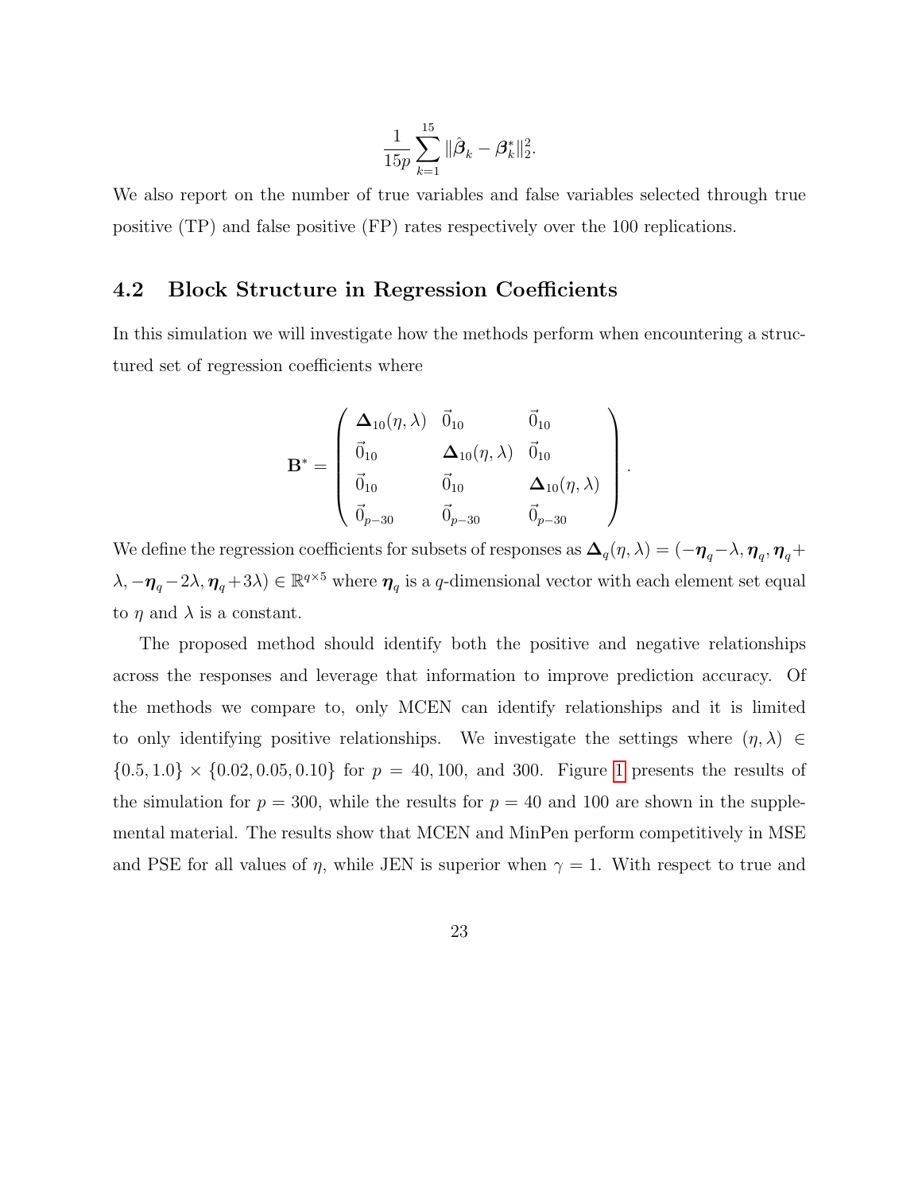$$\frac{1}{15p}\sum_{k=1}^{15}\|\hat{\boldsymbol{\beta}}_k - \boldsymbol{\beta}_k^*\|_2^2.$$

We also report on the number of true variables and false variables selected through true positive (TP) and false positive (FP) rates respectively over the 100 replications.

## 4.2 Block Structure in Regression Coefficients

In this simulation we will investigate how the methods perform when encountering a structured set of regression coefficients where

$$\mathbf{B}^* = \begin{pmatrix} \boldsymbol{\Delta}_{10}(\eta,\lambda) & \vec{0}_{10} & \vec{0}_{10} \\ \vec{0}_{10} & \boldsymbol{\Delta}_{10}(\eta,\lambda) & \vec{0}_{10} \\ \vec{0}_{10} & \vec{0}_{10} & \boldsymbol{\Delta}_{10}(\eta,\lambda) \\ \vec{0}_{p-30} & \vec{0}_{p-30} & \vec{0}_{p-30} \end{pmatrix}.$$

We define the regression coefficients for subsets of responses as $\boldsymbol{\Delta}_q(\eta,\lambda) = (-\boldsymbol{\eta}_q - \lambda, \boldsymbol{\eta}_q, \boldsymbol{\eta}_q + \lambda, -\boldsymbol{\eta}_q - 2\lambda, \boldsymbol{\eta}_q + 3\lambda) \in \mathbb{R}^{q\times 5}$ where $\boldsymbol{\eta}_q$ is a $q$-dimensional vector with each element set equal to $\eta$ and $\lambda$ is a constant.

The proposed method should identify both the positive and negative relationships across the responses and leverage that information to improve prediction accuracy. Of the methods we compare to, only MCEN can identify relationships and it is limited to only identifying positive relationships. We investigate the settings where $(\eta,\lambda) \in \{0.5, 1.0\} \times \{0.02, 0.05, 0.10\}$ for $p = 40, 100,$ and $300$. Figure 1 presents the results of the simulation for $p = 300$, while the results for $p = 40$ and $100$ are shown in the supplemental material. The results show that MCEN and MinPen perform competitively in MSE and PSE for all values of $\eta$, while JEN is superior when $\gamma = 1$. With respect to true and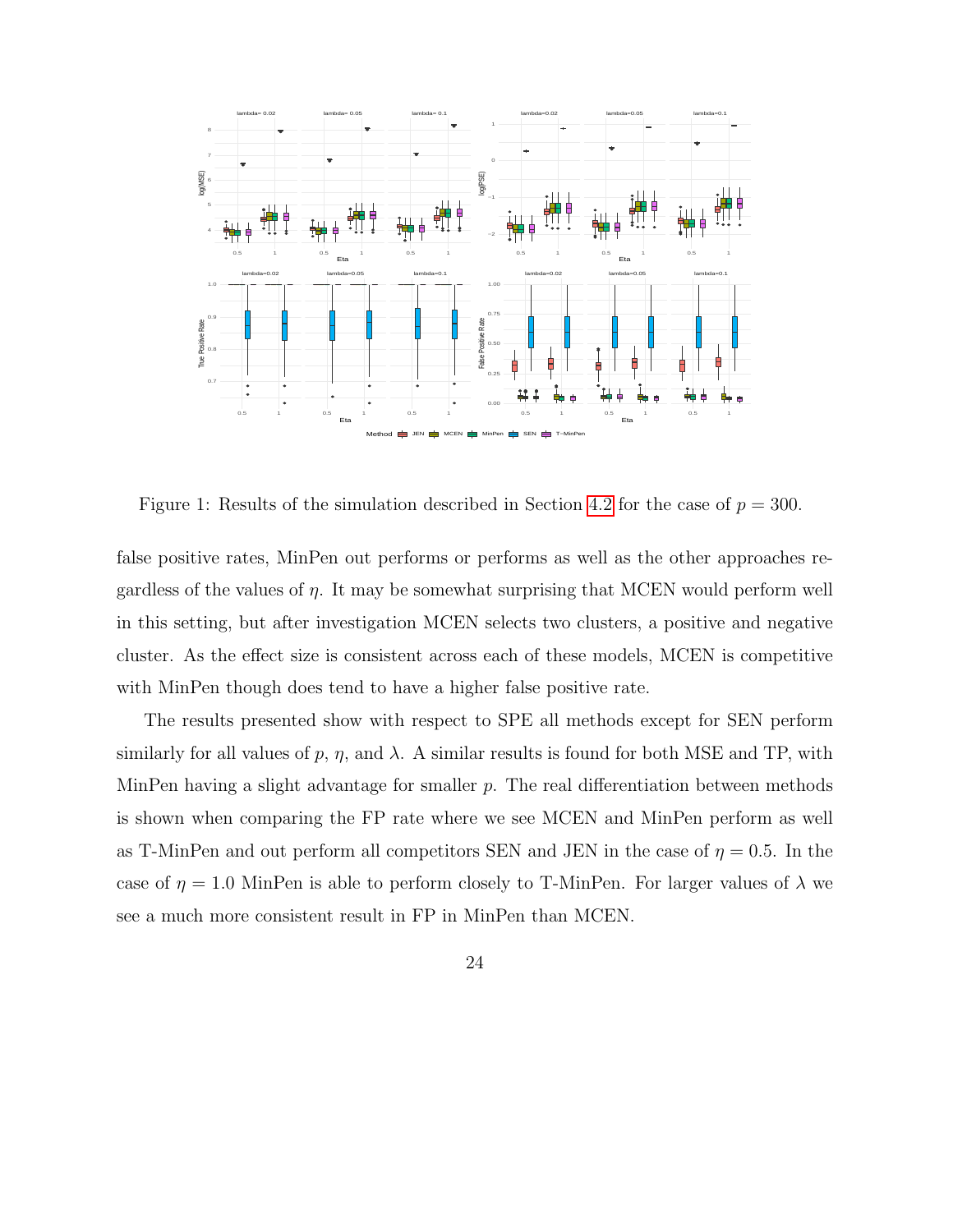Figure 1: Results of the simulation described in Section 4.2 for the case of $p = 300$.

false positive rates, MinPen out performs or performs as well as the other approaches regardless of the values of $\eta$. It may be somewhat surprising that MCEN would perform well in this setting, but after investigation MCEN selects two clusters, a positive and negative cluster. As the effect size is consistent across each of these models, MCEN is competitive with MinPen though does tend to have a higher false positive rate.

The results presented show with respect to SPE all methods except for SEN perform similarly for all values of $p$, $\eta$, and $\lambda$. A similar results is found for both MSE and TP, with MinPen having a slight advantage for smaller $p$. The real differentiation between methods is shown when comparing the FP rate where we see MCEN and MinPen perform as well as T-MinPen and out perform all competitors SEN and JEN in the case of $\eta = 0.5$. In the case of $\eta = 1.0$ MinPen is able to perform closely to T-MinPen. For larger values of $\lambda$ we see a much more consistent result in FP in MinPen than MCEN.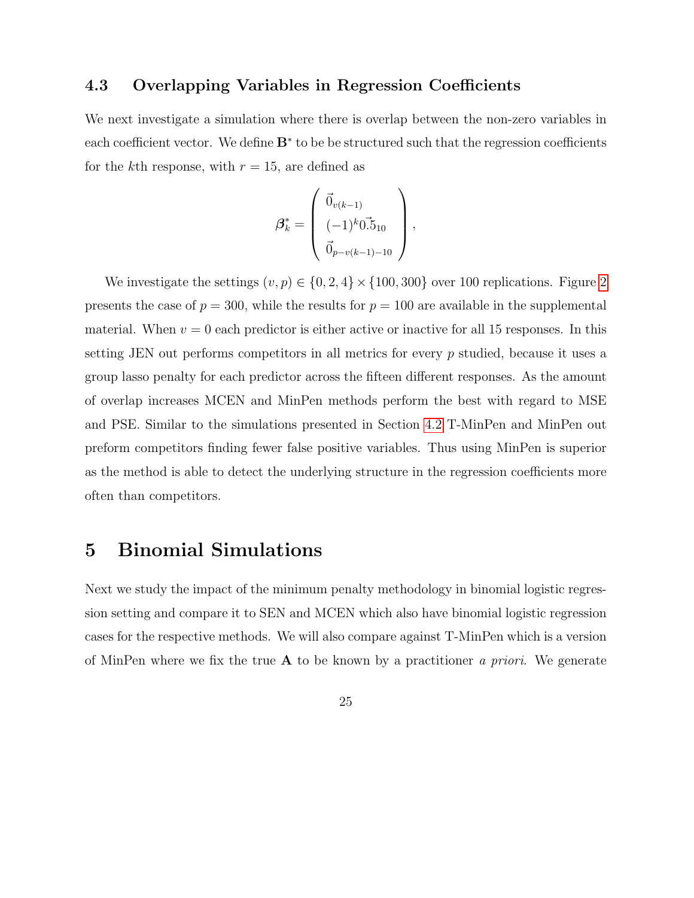### 4.3 Overlapping Variables in Regression Coefficients

We next investigate a simulation where there is overlap between the non-zero variables in each coefficient vector. We define $\mathbf{B}^*$ to be be structured such that the regression coefficients for the $k$th response, with $r = 15$, are defined as

$$\boldsymbol{\beta}_k^* = \begin{pmatrix} \vec{0}_{v(k-1)} \\ (-1)^k \vec{0.5}_{10} \\ \vec{0}_{p-v(k-1)-10} \end{pmatrix},$$

We investigate the settings $(v, p) \in \{0, 2, 4\} \times \{100, 300\}$ over 100 replications. Figure 2 presents the case of $p = 300$, while the results for $p = 100$ are available in the supplemental material. When $v = 0$ each predictor is either active or inactive for all 15 responses. In this setting JEN out performs competitors in all metrics for every $p$ studied, because it uses a group lasso penalty for each predictor across the fifteen different responses. As the amount of overlap increases MCEN and MinPen methods perform the best with regard to MSE and PSE. Similar to the simulations presented in Section 4.2 T-MinPen and MinPen out preform competitors finding fewer false positive variables. Thus using MinPen is superior as the method is able to detect the underlying structure in the regression coefficients more often than competitors.

# 5 Binomial Simulations

Next we study the impact of the minimum penalty methodology in binomial logistic regression setting and compare it to SEN and MCEN which also have binomial logistic regression cases for the respective methods. We will also compare against T-MinPen which is a version of MinPen where we fix the true $\mathbf{A}$ to be known by a practitioner *a priori*. We generate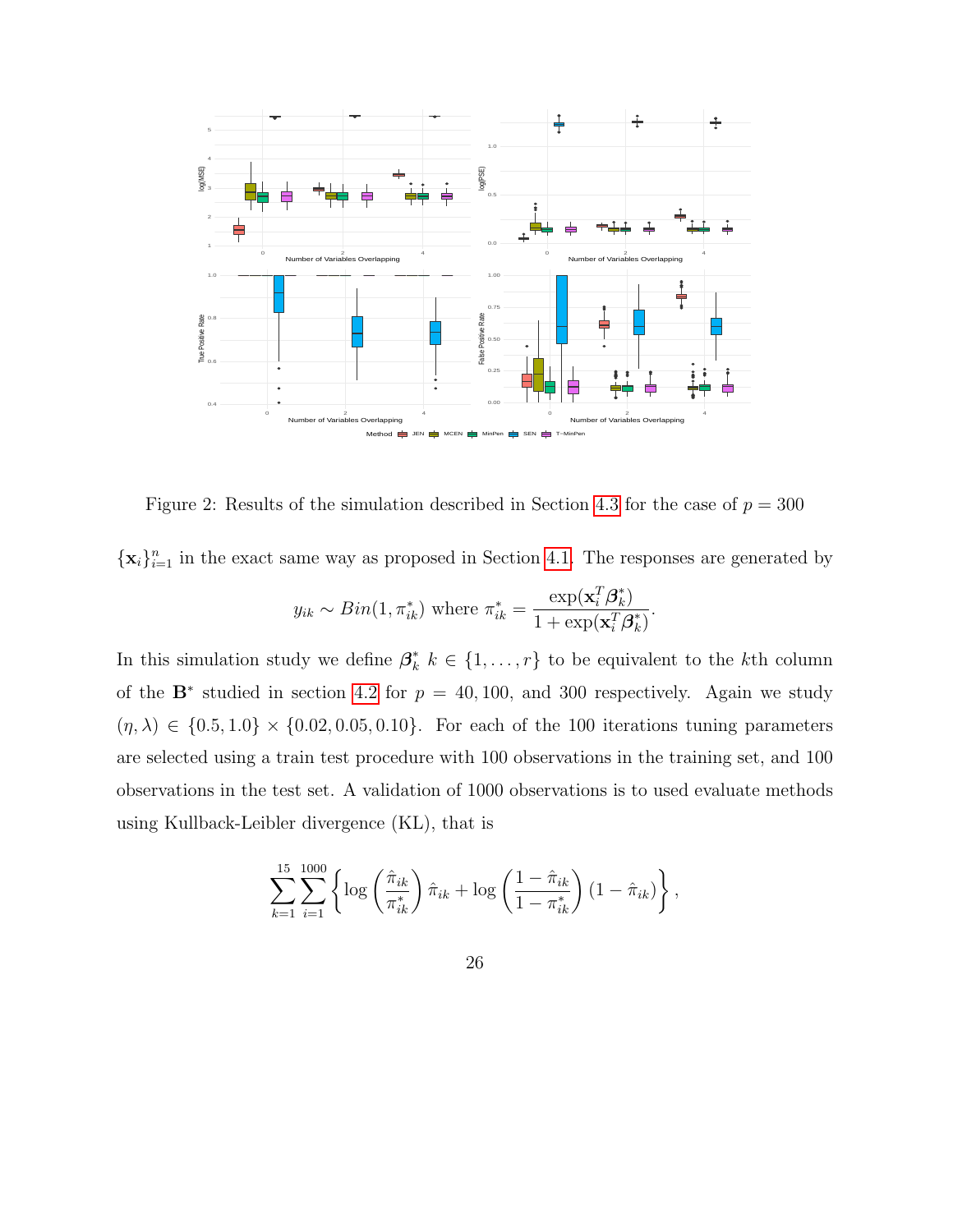Figure 2: Results of the simulation described in Section 4.3 for the case of $p = 300$

$\{\mathbf{x}_i\}_{i=1}^n$ in the exact same way as proposed in Section 4.1. The responses are generated by

$$y_{ik} \sim Bin(1, \pi_{ik}^*) \text{ where } \pi_{ik}^* = \frac{\exp(\mathbf{x}_i^T \boldsymbol{\beta}_k^*)}{1 + \exp(\mathbf{x}_i^T \boldsymbol{\beta}_k^*)}.$$

In this simulation study we define $\boldsymbol{\beta}_k^*$ $k \in \{1, \ldots, r\}$ to be equivalent to the $k$th column of the $\mathbf{B}^*$ studied in section 4.2 for $p = 40, 100$, and 300 respectively. Again we study $(\eta, \lambda) \in \{0.5, 1.0\} \times \{0.02, 0.05, 0.10\}$. For each of the 100 iterations tuning parameters are selected using a train test procedure with 100 observations in the training set, and 100 observations in the test set. A validation of 1000 observations is to used evaluate methods using Kullback-Leibler divergence (KL), that is

$$\sum_{k=1}^{15} \sum_{i=1}^{1000} \left\{ \log\left(\frac{\hat{\pi}_{ik}}{\pi_{ik}^*}\right) \hat{\pi}_{ik} + \log\left(\frac{1 - \hat{\pi}_{ik}}{1 - \pi_{ik}^*}\right) (1 - \hat{\pi}_{ik}) \right\},$$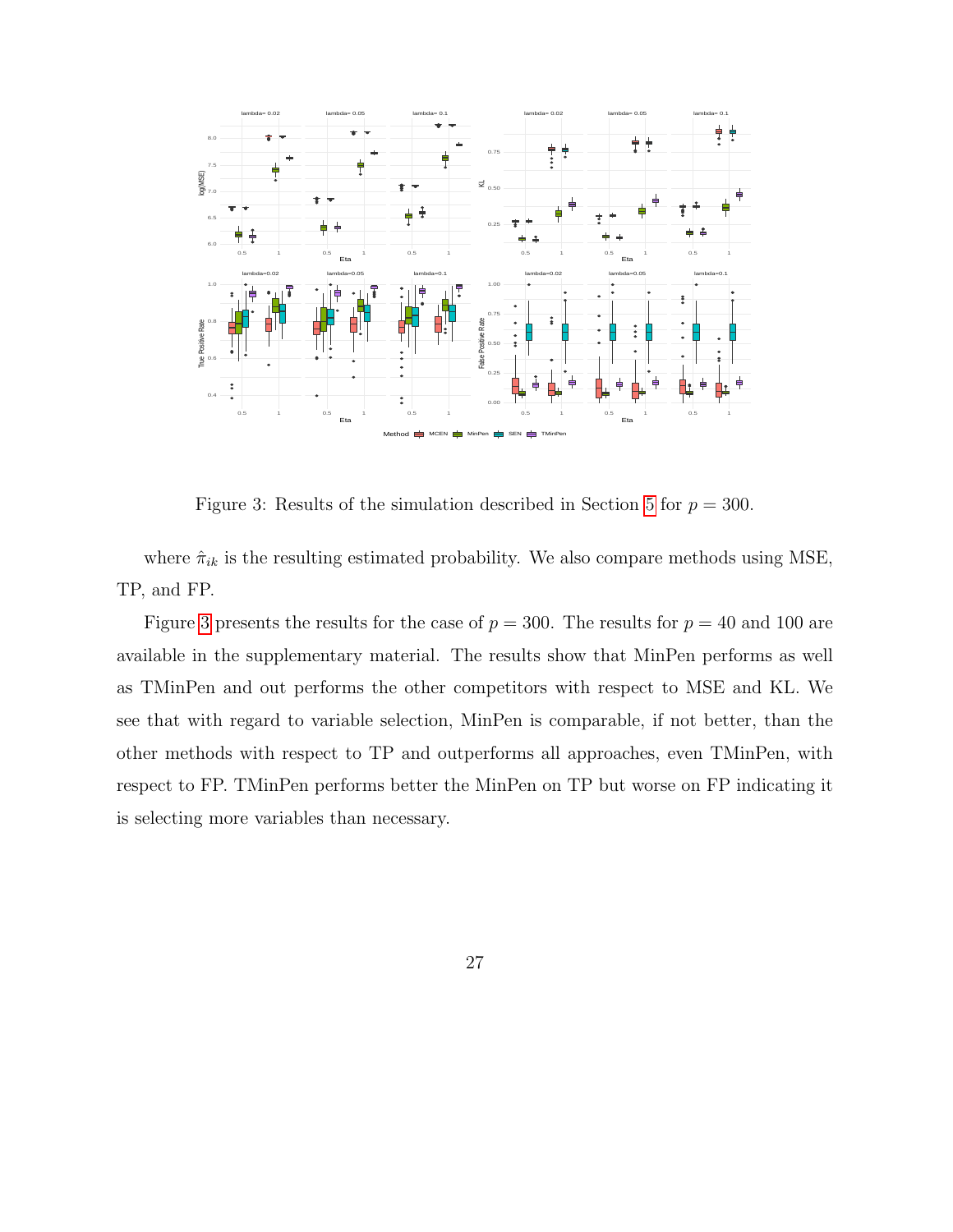Figure 3: Results of the simulation described in Section 5 for $p = 300$.

where $\hat{\pi}_{ik}$ is the resulting estimated probability. We also compare methods using MSE, TP, and FP.

Figure 3 presents the results for the case of $p = 300$. The results for $p = 40$ and 100 are available in the supplementary material. The results show that MinPen performs as well as TMinPen and out performs the other competitors with respect to MSE and KL. We see that with regard to variable selection, MinPen is comparable, if not better, than the other methods with respect to TP and outperforms all approaches, even TMinPen, with respect to FP. TMinPen performs better the MinPen on TP but worse on FP indicating it is selecting more variables than necessary.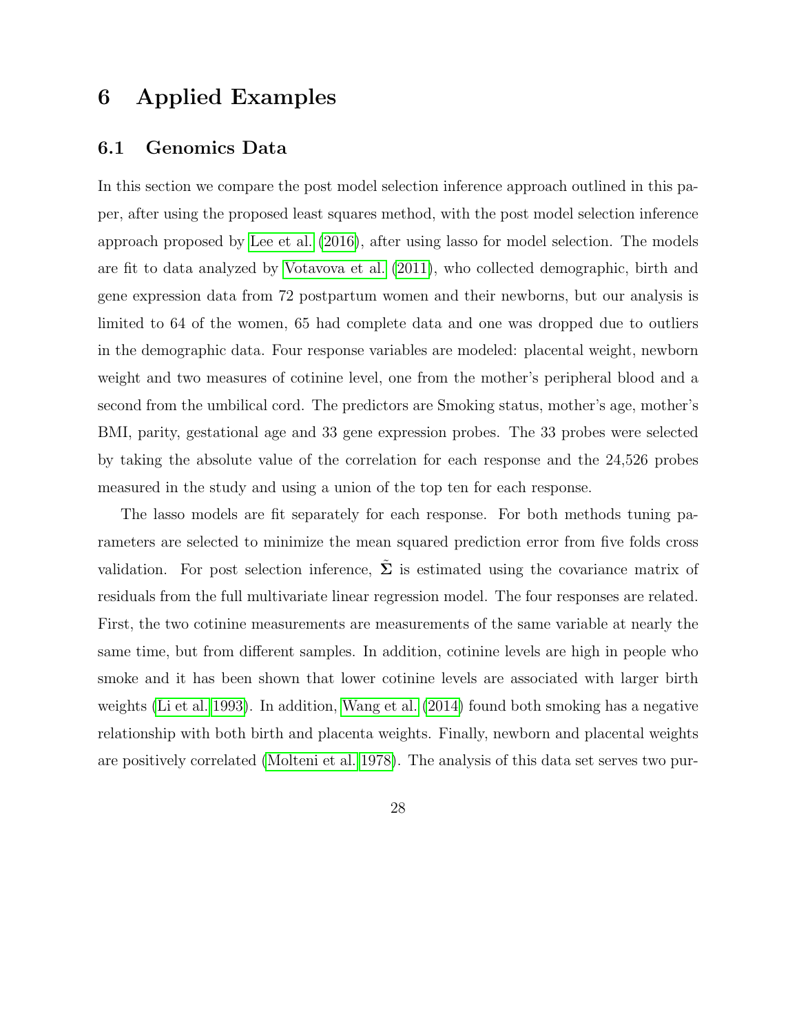# 6 Applied Examples

## 6.1 Genomics Data

In this section we compare the post model selection inference approach outlined in this paper, after using the proposed least squares method, with the post model selection inference approach proposed by Lee et al. (2016), after using lasso for model selection. The models are fit to data analyzed by Votavova et al. (2011), who collected demographic, birth and gene expression data from 72 postpartum women and their newborns, but our analysis is limited to 64 of the women, 65 had complete data and one was dropped due to outliers in the demographic data. Four response variables are modeled: placental weight, newborn weight and two measures of cotinine level, one from the mother's peripheral blood and a second from the umbilical cord. The predictors are Smoking status, mother's age, mother's BMI, parity, gestational age and 33 gene expression probes. The 33 probes were selected by taking the absolute value of the correlation for each response and the 24,526 probes measured in the study and using a union of the top ten for each response.

The lasso models are fit separately for each response. For both methods tuning parameters are selected to minimize the mean squared prediction error from five folds cross validation. For post selection inference, $\tilde{\boldsymbol{\Sigma}}$ is estimated using the covariance matrix of residuals from the full multivariate linear regression model. The four responses are related. First, the two cotinine measurements are measurements of the same variable at nearly the same time, but from different samples. In addition, cotinine levels are high in people who smoke and it has been shown that lower cotinine levels are associated with larger birth weights (Li et al. 1993). In addition, Wang et al. (2014) found both smoking has a negative relationship with both birth and placenta weights. Finally, newborn and placental weights are positively correlated (Molteni et al. 1978). The analysis of this data set serves two pur-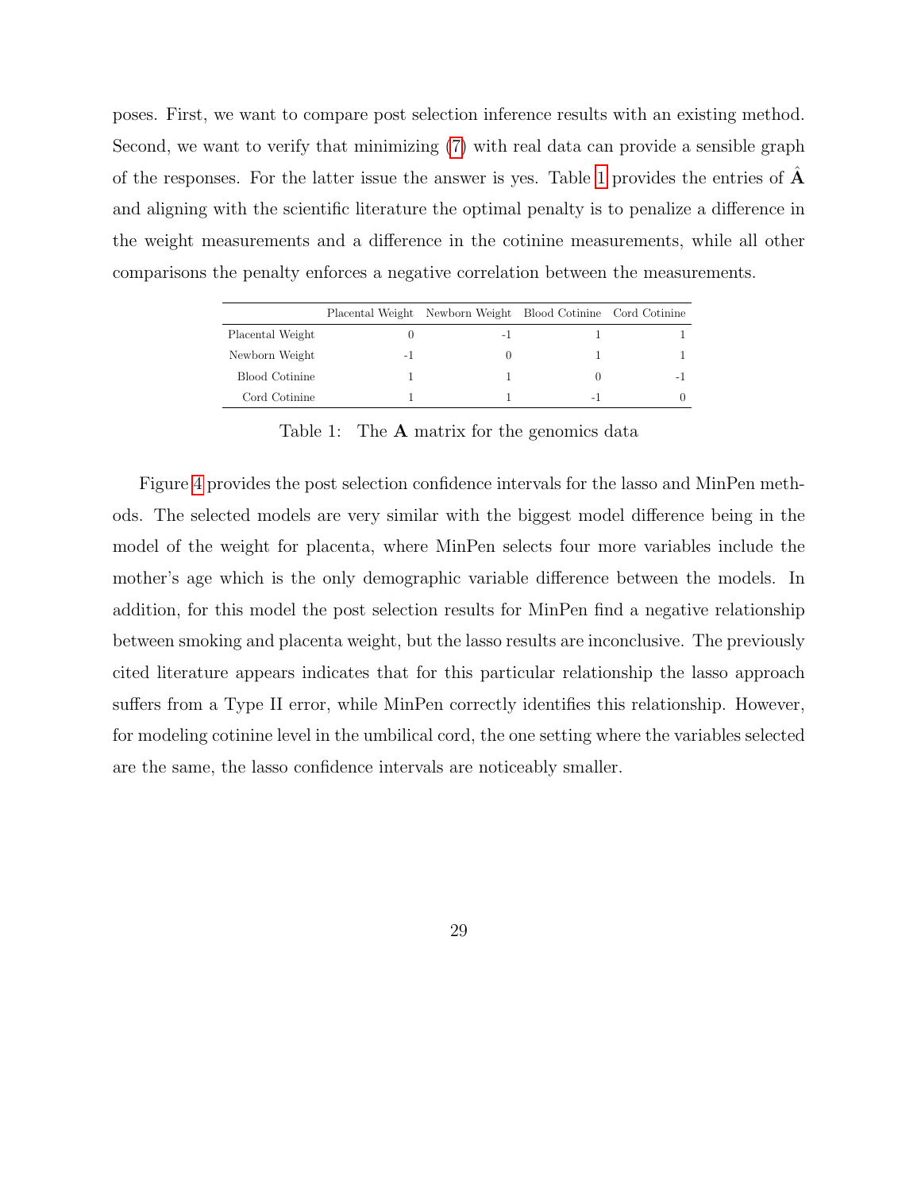poses. First, we want to compare post selection inference results with an existing method. Second, we want to verify that minimizing (7) with real data can provide a sensible graph of the responses. For the latter issue the answer is yes. Table 1 provides the entries of $\hat{\mathbf{A}}$ and aligning with the scientific literature the optimal penalty is to penalize a difference in the weight measurements and a difference in the cotinine measurements, while all other comparisons the penalty enforces a negative correlation between the measurements.

| | Placental Weight | Newborn Weight | Blood Cotinine | Cord Cotinine |
|---|---|---|---|---|
| Placental Weight | 0 | -1 | 1 | 1 |
| Newborn Weight | -1 | 0 | 1 | 1 |
| Blood Cotinine | 1 | 1 | 0 | -1 |
| Cord Cotinine | 1 | 1 | -1 | 0 |

Table 1: The $\mathbf{A}$ matrix for the genomics data

Figure 4 provides the post selection confidence intervals for the lasso and MinPen methods. The selected models are very similar with the biggest model difference being in the model of the weight for placenta, where MinPen selects four more variables include the mother's age which is the only demographic variable difference between the models. In addition, for this model the post selection results for MinPen find a negative relationship between smoking and placenta weight, but the lasso results are inconclusive. The previously cited literature appears indicates that for this particular relationship the lasso approach suffers from a Type II error, while MinPen correctly identifies this relationship. However, for modeling cotinine level in the umbilical cord, the one setting where the variables selected are the same, the lasso confidence intervals are noticeably smaller.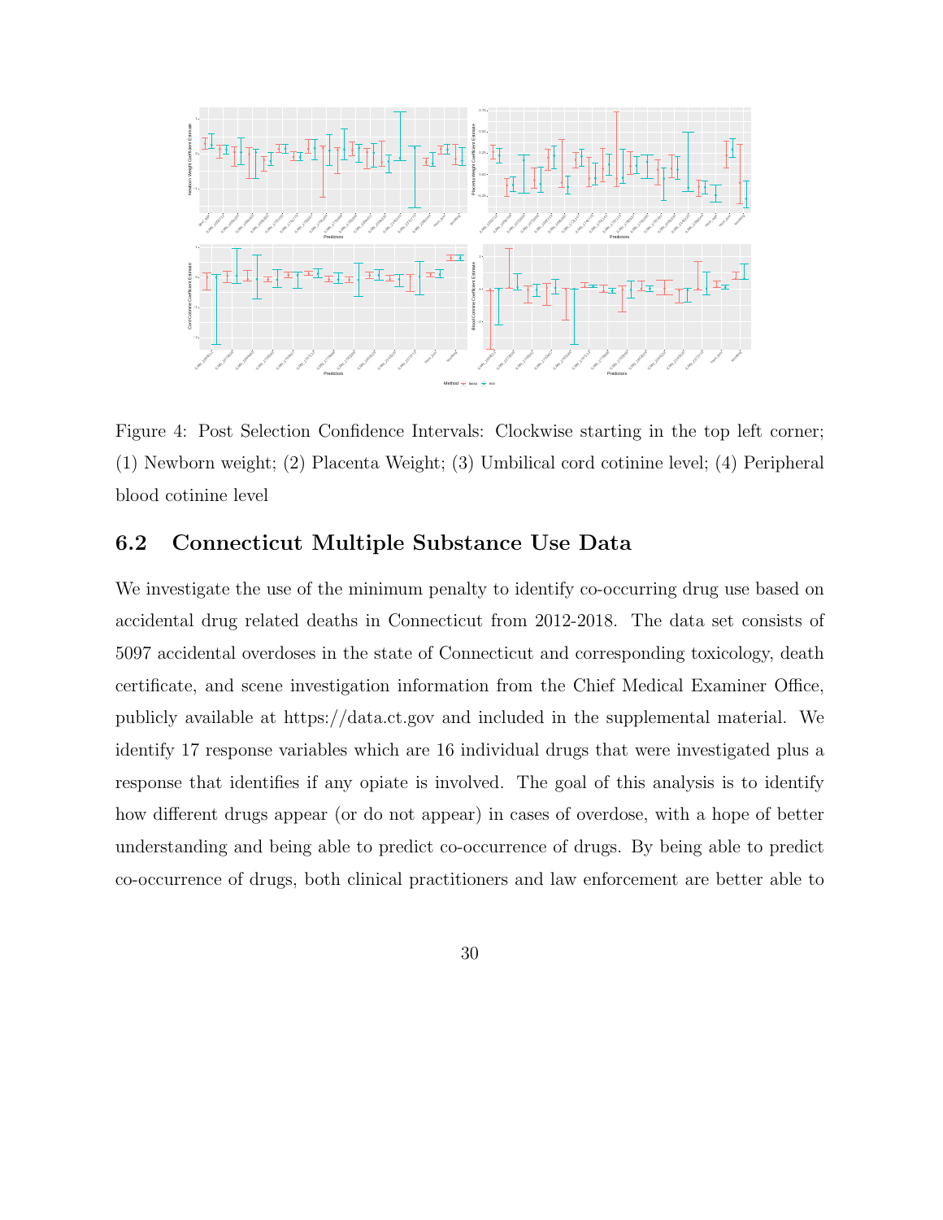Figure 4: Post Selection Confidence Intervals: Clockwise starting in the top left corner; (1) Newborn weight; (2) Placenta Weight; (3) Umbilical cord cotinine level; (4) Peripheral blood cotinine level

## 6.2 Connecticut Multiple Substance Use Data

We investigate the use of the minimum penalty to identify co-occurring drug use based on accidental drug related deaths in Connecticut from 2012-2018. The data set consists of 5097 accidental overdoses in the state of Connecticut and corresponding toxicology, death certificate, and scene investigation information from the Chief Medical Examiner Office, publicly available at https://data.ct.gov and included in the supplemental material. We identify 17 response variables which are 16 individual drugs that were investigated plus a response that identifies if any opiate is involved. The goal of this analysis is to identify how different drugs appear (or do not appear) in cases of overdose, with a hope of better understanding and being able to predict co-occurrence of drugs. By being able to predict co-occurrence of drugs, both clinical practitioners and law enforcement are better able to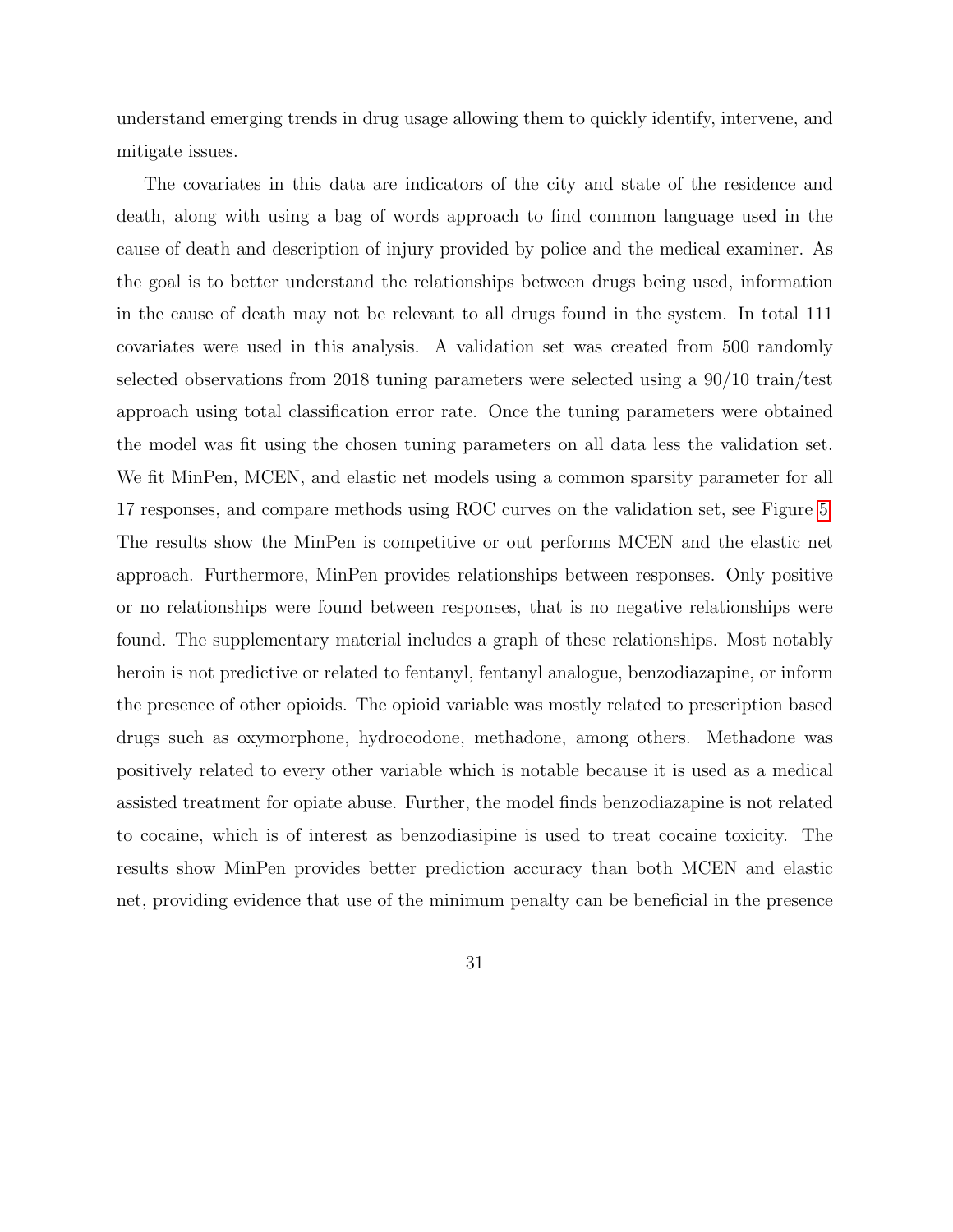understand emerging trends in drug usage allowing them to quickly identify, intervene, and mitigate issues.

The covariates in this data are indicators of the city and state of the residence and death, along with using a bag of words approach to find common language used in the cause of death and description of injury provided by police and the medical examiner. As the goal is to better understand the relationships between drugs being used, information in the cause of death may not be relevant to all drugs found in the system. In total 111 covariates were used in this analysis. A validation set was created from 500 randomly selected observations from 2018 tuning parameters were selected using a 90/10 train/test approach using total classification error rate. Once the tuning parameters were obtained the model was fit using the chosen tuning parameters on all data less the validation set. We fit MinPen, MCEN, and elastic net models using a common sparsity parameter for all 17 responses, and compare methods using ROC curves on the validation set, see Figure 5. The results show the MinPen is competitive or out performs MCEN and the elastic net approach. Furthermore, MinPen provides relationships between responses. Only positive or no relationships were found between responses, that is no negative relationships were found. The supplementary material includes a graph of these relationships. Most notably heroin is not predictive or related to fentanyl, fentanyl analogue, benzodiazapine, or inform the presence of other opioids. The opioid variable was mostly related to prescription based drugs such as oxymorphone, hydrocodone, methadone, among others. Methadone was positively related to every other variable which is notable because it is used as a medical assisted treatment for opiate abuse. Further, the model finds benzodiazapine is not related to cocaine, which is of interest as benzodiasipine is used to treat cocaine toxicity. The results show MinPen provides better prediction accuracy than both MCEN and elastic net, providing evidence that use of the minimum penalty can be beneficial in the presence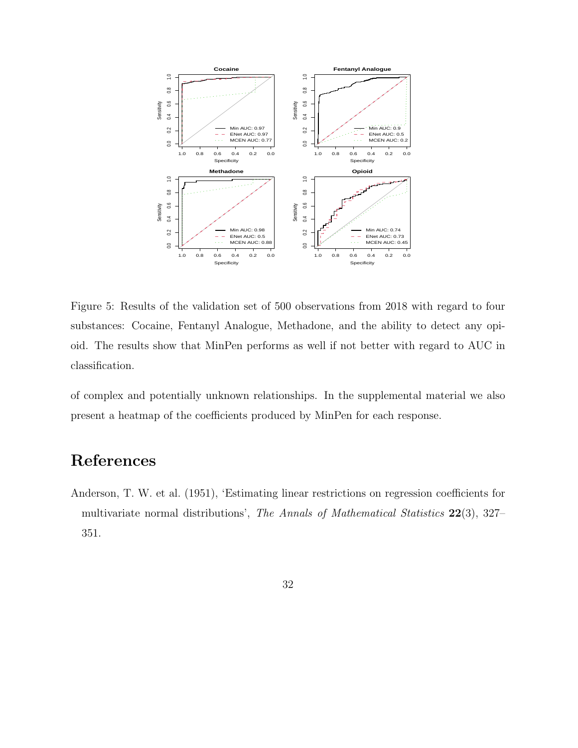Figure 5: Results of the validation set of 500 observations from 2018 with regard to four substances: Cocaine, Fentanyl Analogue, Methadone, and the ability to detect any opioid. The results show that MinPen performs as well if not better with regard to AUC in classification.

of complex and potentially unknown relationships. In the supplemental material we also present a heatmap of the coefficients produced by MinPen for each response.

# References

Anderson, T. W. et al. (1951), 'Estimating linear restrictions on regression coefficients for multivariate normal distributions', *The Annals of Mathematical Statistics* **22**(3), 327–351.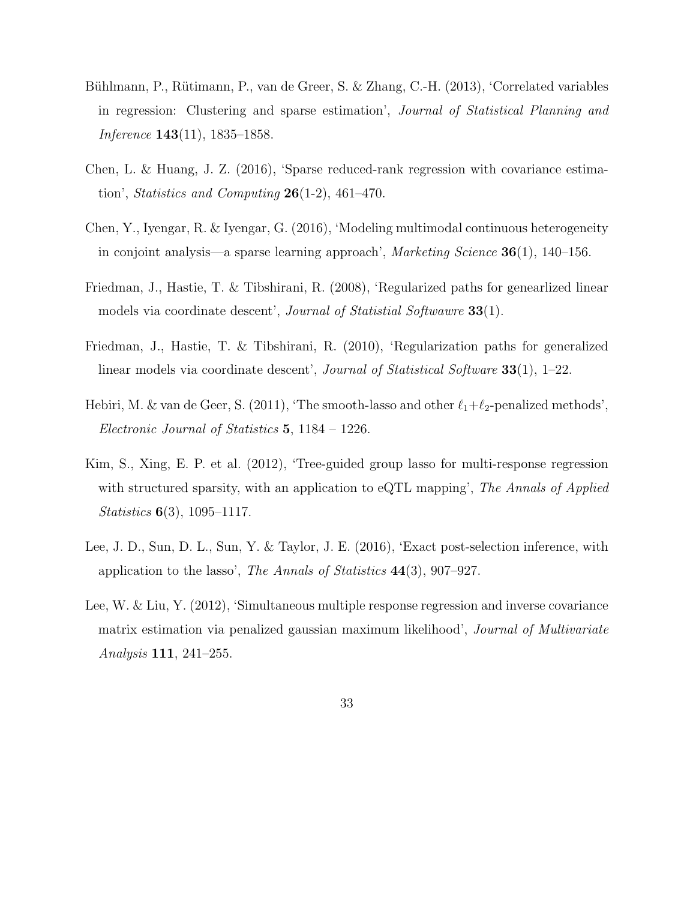Bühlmann, P., Rütimann, P., van de Greer, S. & Zhang, C.-H. (2013), 'Correlated variables in regression: Clustering and sparse estimation', *Journal of Statistical Planning and Inference* **143**(11), 1835–1858.

Chen, L. & Huang, J. Z. (2016), 'Sparse reduced-rank regression with covariance estimation', *Statistics and Computing* **26**(1-2), 461–470.

Chen, Y., Iyengar, R. & Iyengar, G. (2016), 'Modeling multimodal continuous heterogeneity in conjoint analysis—a sparse learning approach', *Marketing Science* **36**(1), 140–156.

Friedman, J., Hastie, T. & Tibshirani, R. (2008), 'Regularized paths for genearlized linear models via coordinate descent', *Journal of Statistial Softwawre* **33**(1).

Friedman, J., Hastie, T. & Tibshirani, R. (2010), 'Regularization paths for generalized linear models via coordinate descent', *Journal of Statistical Software* **33**(1), 1–22.

Hebiri, M. & van de Geer, S. (2011), 'The smooth-lasso and other $\ell_1$+$\ell_2$-penalized methods', *Electronic Journal of Statistics* **5**, 1184 – 1226.

Kim, S., Xing, E. P. et al. (2012), 'Tree-guided group lasso for multi-response regression with structured sparsity, with an application to eQTL mapping', *The Annals of Applied Statistics* **6**(3), 1095–1117.

Lee, J. D., Sun, D. L., Sun, Y. & Taylor, J. E. (2016), 'Exact post-selection inference, with application to the lasso', *The Annals of Statistics* **44**(3), 907–927.

Lee, W. & Liu, Y. (2012), 'Simultaneous multiple response regression and inverse covariance matrix estimation via penalized gaussian maximum likelihood', *Journal of Multivariate Analysis* **111**, 241–255.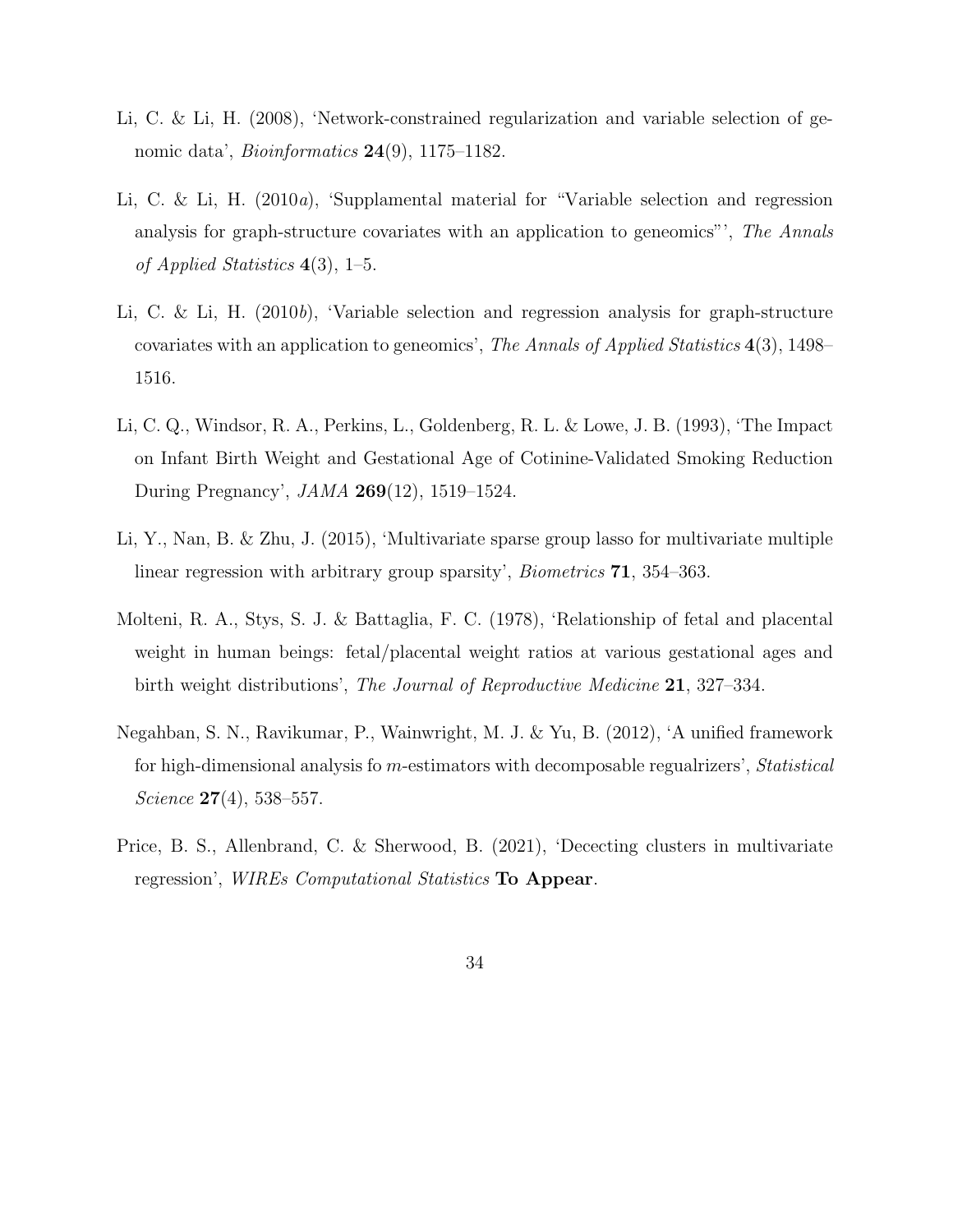Li, C. & Li, H. (2008), 'Network-constrained regularization and variable selection of genomic data', *Bioinformatics* **24**(9), 1175–1182.

Li, C. & Li, H. (2010*a*), 'Supplamental material for "Variable selection and regression analysis for graph-structure covariates with an application to geneomics"', *The Annals of Applied Statistics* **4**(3), 1–5.

Li, C. & Li, H. (2010*b*), 'Variable selection and regression analysis for graph-structure covariates with an application to geneomics', *The Annals of Applied Statistics* **4**(3), 1498–1516.

Li, C. Q., Windsor, R. A., Perkins, L., Goldenberg, R. L. & Lowe, J. B. (1993), 'The Impact on Infant Birth Weight and Gestational Age of Cotinine-Validated Smoking Reduction During Pregnancy', *JAMA* **269**(12), 1519–1524.

Li, Y., Nan, B. & Zhu, J. (2015), 'Multivariate sparse group lasso for multivariate multiple linear regression with arbitrary group sparsity', *Biometrics* **71**, 354–363.

Molteni, R. A., Stys, S. J. & Battaglia, F. C. (1978), 'Relationship of fetal and placental weight in human beings: fetal/placental weight ratios at various gestational ages and birth weight distributions', *The Journal of Reproductive Medicine* **21**, 327–334.

Negahban, S. N., Ravikumar, P., Wainwright, M. J. & Yu, B. (2012), 'A unified framework for high-dimensional analysis fo $m$-estimators with decomposable regualrizers', *Statistical Science* **27**(4), 538–557.

Price, B. S., Allenbrand, C. & Sherwood, B. (2021), 'Dececting clusters in multivariate regression', *WIREs Computational Statistics* **To Appear**.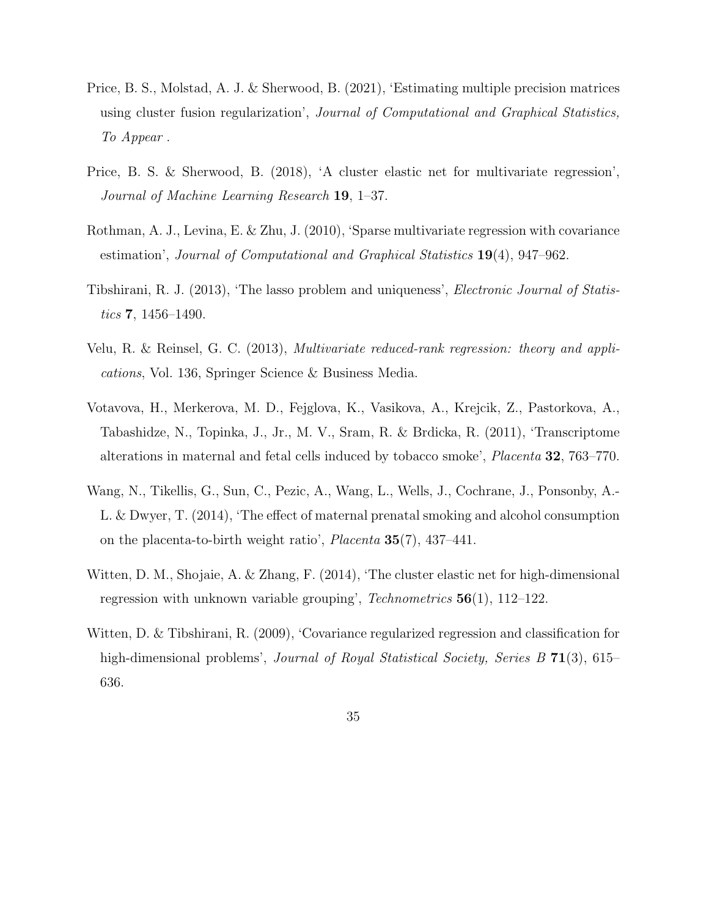Price, B. S., Molstad, A. J. & Sherwood, B. (2021), 'Estimating multiple precision matrices using cluster fusion regularization', *Journal of Computational and Graphical Statistics, To Appear* .

Price, B. S. & Sherwood, B. (2018), 'A cluster elastic net for multivariate regression', *Journal of Machine Learning Research* **19**, 1–37.

Rothman, A. J., Levina, E. & Zhu, J. (2010), 'Sparse multivariate regression with covariance estimation', *Journal of Computational and Graphical Statistics* **19**(4), 947–962.

Tibshirani, R. J. (2013), 'The lasso problem and uniqueness', *Electronic Journal of Statistics* **7**, 1456–1490.

Velu, R. & Reinsel, G. C. (2013), *Multivariate reduced-rank regression: theory and applications*, Vol. 136, Springer Science & Business Media.

Votavova, H., Merkerova, M. D., Fejglova, K., Vasikova, A., Krejcik, Z., Pastorkova, A., Tabashidze, N., Topinka, J., Jr., M. V., Sram, R. & Brdicka, R. (2011), 'Transcriptome alterations in maternal and fetal cells induced by tobacco smoke', *Placenta* **32**, 763–770.

Wang, N., Tikellis, G., Sun, C., Pezic, A., Wang, L., Wells, J., Cochrane, J., Ponsonby, A.-L. & Dwyer, T. (2014), 'The effect of maternal prenatal smoking and alcohol consumption on the placenta-to-birth weight ratio', *Placenta* **35**(7), 437–441.

Witten, D. M., Shojaie, A. & Zhang, F. (2014), 'The cluster elastic net for high-dimensional regression with unknown variable grouping', *Technometrics* **56**(1), 112–122.

Witten, D. & Tibshirani, R. (2009), 'Covariance regularized regression and classification for high-dimensional problems', *Journal of Royal Statistical Society, Series B* **71**(3), 615–636.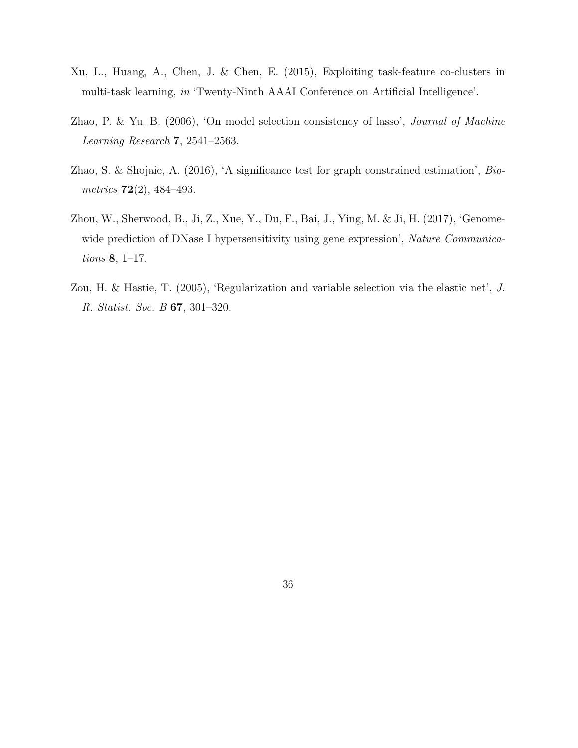Xu, L., Huang, A., Chen, J. & Chen, E. (2015), Exploiting task-feature co-clusters in multi-task learning, *in* 'Twenty-Ninth AAAI Conference on Artificial Intelligence'.

Zhao, P. & Yu, B. (2006), 'On model selection consistency of lasso', *Journal of Machine Learning Research* **7**, 2541–2563.

Zhao, S. & Shojaie, A. (2016), 'A significance test for graph constrained estimation', *Biometrics* **72**(2), 484–493.

Zhou, W., Sherwood, B., Ji, Z., Xue, Y., Du, F., Bai, J., Ying, M. & Ji, H. (2017), 'Genome-wide prediction of DNase I hypersensitivity using gene expression', *Nature Communications* **8**, 1–17.

Zou, H. & Hastie, T. (2005), 'Regularization and variable selection via the elastic net', *J. R. Statist. Soc. B* **67**, 301–320.